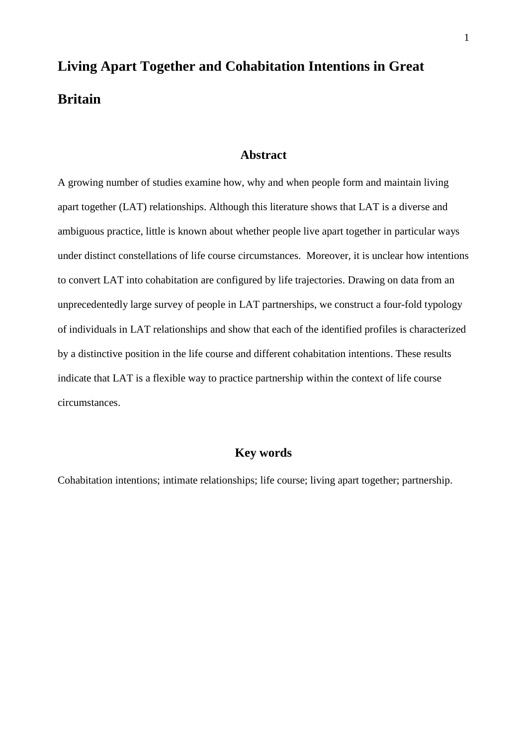# Living Apart Together and Cohabitation Intentions in Great Britain

## Abstract

A growing number of studies examine how, why and when people form and maintain living apart together (LAT) relationships. Although this literature shows that LAT is a diverse and ambiguous practice, little is known about whether people live apart together in particular ways under distinct constellations of life course circumstances. Moreover, it is unclear how intentions to convert LAT into cohabitation are configured by life trajectories. Drawing on data from an unprecedentedly large survey of people in LAT partnerships, we construct a four-fold typology of individuals in LAT relationships and show that each of the identified profiles is characterized by a distinctive position in the life course and different cohabitation intentions. These results indicate that LAT is a flexible way to practice partnership within the context of life course circumstances.

## Key words

Cohabitation intentions; intimate relationships; life course; living apart together; partnership.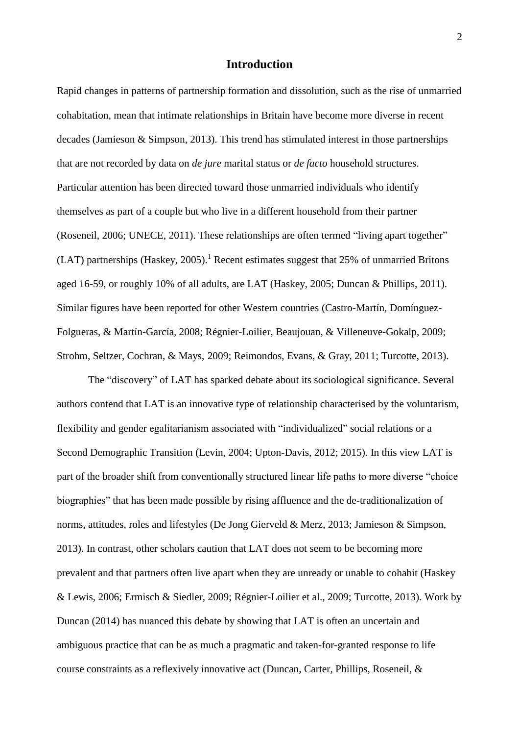## Introduction

Rapid changes in patterns of partnership formation and dissolution, such as the rise of unmarried cohabitation, mean that intimate relationships in Britain have become more diverse in recent decades (Jamieson & Simpson, 2013). This trend has stimulated interest in those partnerships that are not recorded by data on *de jure* marital status or *de facto* household structures. Particular attention has been directed toward those unmarried individuals who identify themselves as part of a couple but who live in a different household from their partner (Roseneil, 2006; UNECE, 2011). These relationships are often termed "living apart together" (LAT) partnerships (Haskey, 2005).[1] Recent estimates suggest that 25% of unmarried Britons aged 16-59, or roughly 10% of all adults, are LAT (Haskey, 2005; Duncan & Phillips, 2011). Similar figures have been reported for other Western countries (Castro-Martín, Domínguez-Folgueras, & Martín-García, 2008; Régnier-Loilier, Beaujouan, & Villeneuve-Gokalp, 2009; Strohm, Seltzer, Cochran, & Mays, 2009; Reimondos, Evans, & Gray, 2011; Turcotte, 2013).

The "discovery" of LAT has sparked debate about its sociological significance. Several authors contend that LAT is an innovative type of relationship characterised by the voluntarism, flexibility and gender egalitarianism associated with "individualized" social relations or a Second Demographic Transition (Levin, 2004; Upton-Davis, 2012; 2015). In this view LAT is part of the broader shift from conventionally structured linear life paths to more diverse "choice biographies" that has been made possible by rising affluence and the de-traditionalization of norms, attitudes, roles and lifestyles (De Jong Gierveld & Merz, 2013; Jamieson & Simpson, 2013). In contrast, other scholars caution that LAT does not seem to be becoming more prevalent and that partners often live apart when they are unready or unable to cohabit (Haskey & Lewis, 2006; Ermisch & Siedler, 2009; Régnier-Loilier et al., 2009; Turcotte, 2013). Work by Duncan (2014) has nuanced this debate by showing that LAT is often an uncertain and ambiguous practice that can be as much a pragmatic and taken-for-granted response to life course constraints as a reflexively innovative act (Duncan, Carter, Phillips, Roseneil, &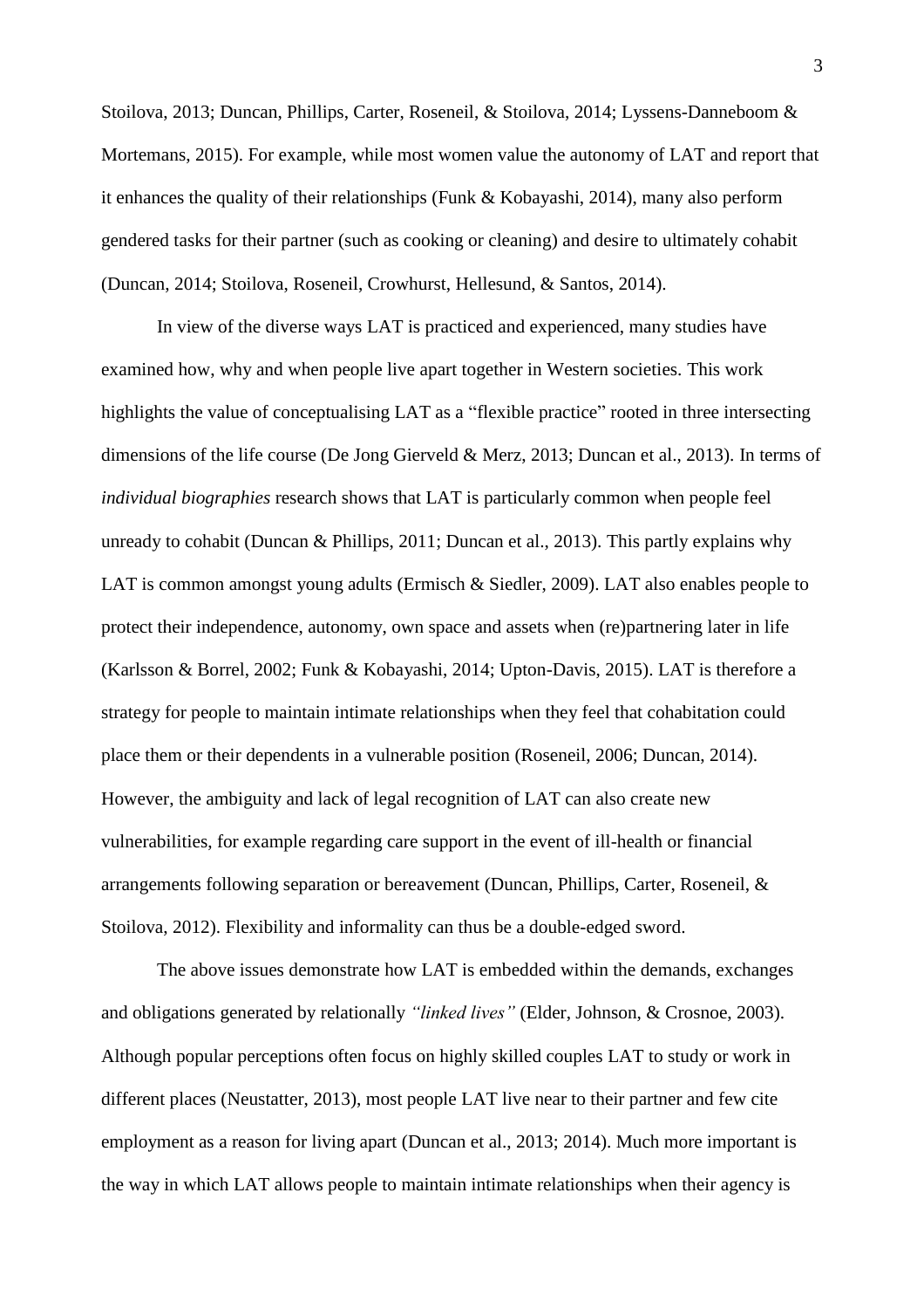Stoilova, 2013; Duncan, Phillips, Carter, Roseneil, & Stoilova, 2014; Lyssens-Danneboom & Mortemans, 2015). For example, while most women value the autonomy of LAT and report that it enhances the quality of their relationships (Funk & Kobayashi, 2014), many also perform gendered tasks for their partner (such as cooking or cleaning) and desire to ultimately cohabit (Duncan, 2014; Stoilova, Roseneil, Crowhurst, Hellesund, & Santos, 2014).

In view of the diverse ways LAT is practiced and experienced, many studies have examined how, why and when people live apart together in Western societies. This work highlights the value of conceptualising LAT as a "flexible practice" rooted in three intersecting dimensions of the life course (De Jong Gierveld & Merz, 2013; Duncan et al., 2013). In terms of *individual biographies* research shows that LAT is particularly common when people feel unready to cohabit (Duncan & Phillips, 2011; Duncan et al., 2013). This partly explains why LAT is common amongst young adults (Ermisch & Siedler, 2009). LAT also enables people to protect their independence, autonomy, own space and assets when (re)partnering later in life (Karlsson & Borrel, 2002; Funk & Kobayashi, 2014; Upton-Davis, 2015). LAT is therefore a strategy for people to maintain intimate relationships when they feel that cohabitation could place them or their dependents in a vulnerable position (Roseneil, 2006; Duncan, 2014). However, the ambiguity and lack of legal recognition of LAT can also create new vulnerabilities, for example regarding care support in the event of ill-health or financial arrangements following separation or bereavement (Duncan, Phillips, Carter, Roseneil, & Stoilova, 2012). Flexibility and informality can thus be a double-edged sword.

The above issues demonstrate how LAT is embedded within the demands, exchanges and obligations generated by relationally *"linked lives"* (Elder, Johnson, & Crosnoe, 2003). Although popular perceptions often focus on highly skilled couples LAT to study or work in different places (Neustatter, 2013), most people LAT live near to their partner and few cite employment as a reason for living apart (Duncan et al., 2013; 2014). Much more important is the way in which LAT allows people to maintain intimate relationships when their agency is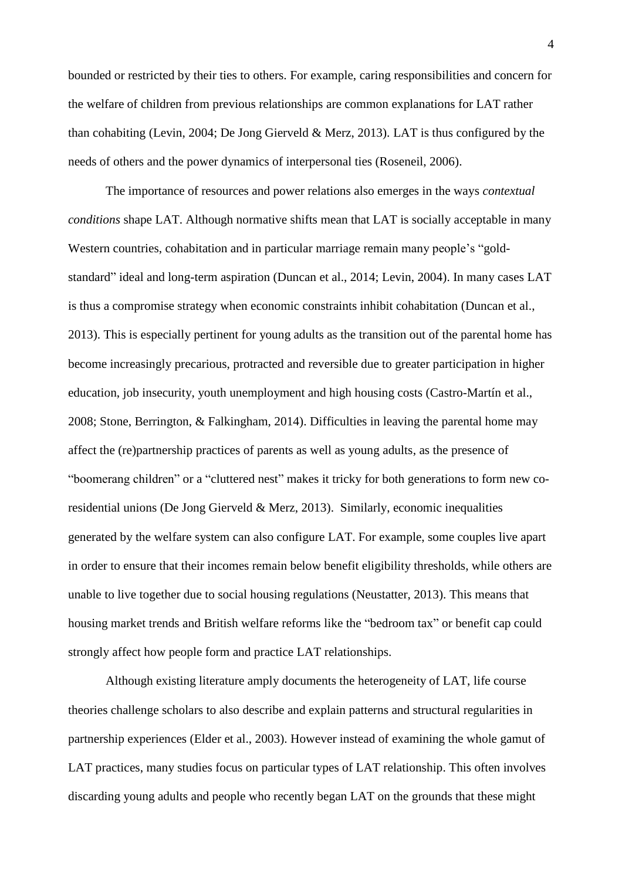bounded or restricted by their ties to others. For example, caring responsibilities and concern for the welfare of children from previous relationships are common explanations for LAT rather than cohabiting (Levin, 2004; De Jong Gierveld & Merz, 2013). LAT is thus configured by the needs of others and the power dynamics of interpersonal ties (Roseneil, 2006).

The importance of resources and power relations also emerges in the ways *contextual conditions* shape LAT. Although normative shifts mean that LAT is socially acceptable in many Western countries, cohabitation and in particular marriage remain many people's "gold-standard" ideal and long-term aspiration (Duncan et al., 2014; Levin, 2004). In many cases LAT is thus a compromise strategy when economic constraints inhibit cohabitation (Duncan et al., 2013). This is especially pertinent for young adults as the transition out of the parental home has become increasingly precarious, protracted and reversible due to greater participation in higher education, job insecurity, youth unemployment and high housing costs (Castro-Martín et al., 2008; Stone, Berrington, & Falkingham, 2014). Difficulties in leaving the parental home may affect the (re)partnership practices of parents as well as young adults, as the presence of "boomerang children" or a "cluttered nest" makes it tricky for both generations to form new co-residential unions (De Jong Gierveld & Merz, 2013). Similarly, economic inequalities generated by the welfare system can also configure LAT. For example, some couples live apart in order to ensure that their incomes remain below benefit eligibility thresholds, while others are unable to live together due to social housing regulations (Neustatter, 2013). This means that housing market trends and British welfare reforms like the "bedroom tax" or benefit cap could strongly affect how people form and practice LAT relationships.

Although existing literature amply documents the heterogeneity of LAT, life course theories challenge scholars to also describe and explain patterns and structural regularities in partnership experiences (Elder et al., 2003). However instead of examining the whole gamut of LAT practices, many studies focus on particular types of LAT relationship. This often involves discarding young adults and people who recently began LAT on the grounds that these might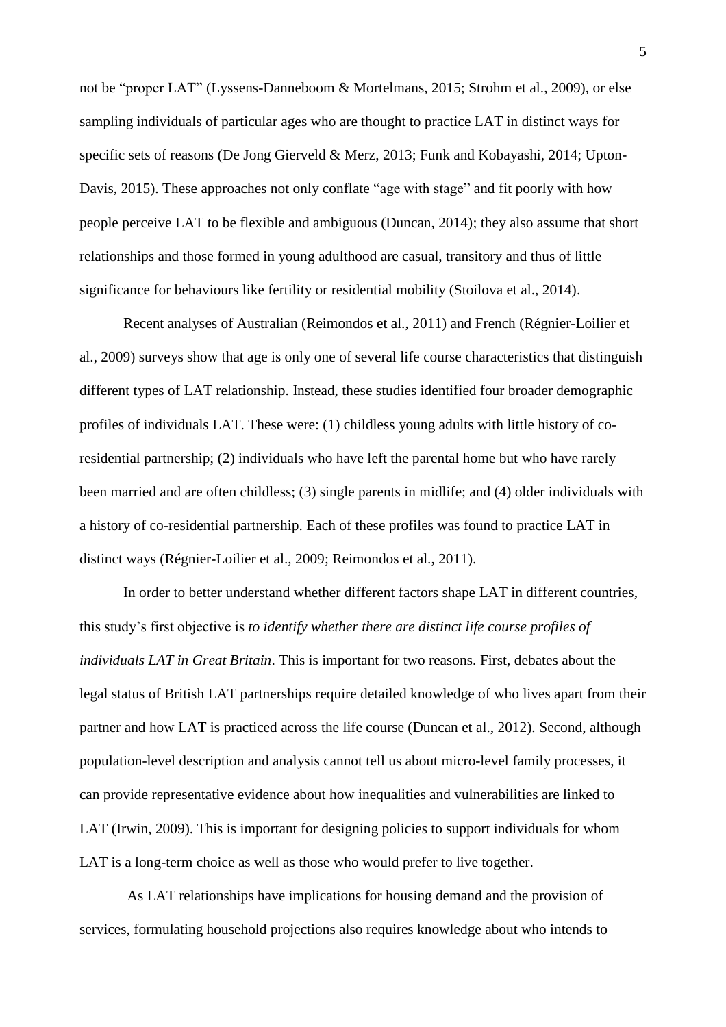not be "proper LAT" (Lyssens-Danneboom & Mortelmans, 2015; Strohm et al., 2009), or else sampling individuals of particular ages who are thought to practice LAT in distinct ways for specific sets of reasons (De Jong Gierveld & Merz, 2013; Funk and Kobayashi, 2014; Upton-Davis, 2015). These approaches not only conflate "age with stage" and fit poorly with how people perceive LAT to be flexible and ambiguous (Duncan, 2014); they also assume that short relationships and those formed in young adulthood are casual, transitory and thus of little significance for behaviours like fertility or residential mobility (Stoilova et al., 2014).

Recent analyses of Australian (Reimondos et al., 2011) and French (Régnier-Loilier et al., 2009) surveys show that age is only one of several life course characteristics that distinguish different types of LAT relationship. Instead, these studies identified four broader demographic profiles of individuals LAT. These were: (1) childless young adults with little history of co-residential partnership; (2) individuals who have left the parental home but who have rarely been married and are often childless; (3) single parents in midlife; and (4) older individuals with a history of co-residential partnership. Each of these profiles was found to practice LAT in distinct ways (Régnier-Loilier et al., 2009; Reimondos et al., 2011).

In order to better understand whether different factors shape LAT in different countries, this study's first objective is *to identify whether there are distinct life course profiles of individuals LAT in Great Britain*. This is important for two reasons. First, debates about the legal status of British LAT partnerships require detailed knowledge of who lives apart from their partner and how LAT is practiced across the life course (Duncan et al., 2012). Second, although population-level description and analysis cannot tell us about micro-level family processes, it can provide representative evidence about how inequalities and vulnerabilities are linked to LAT (Irwin, 2009). This is important for designing policies to support individuals for whom LAT is a long-term choice as well as those who would prefer to live together.

As LAT relationships have implications for housing demand and the provision of services, formulating household projections also requires knowledge about who intends to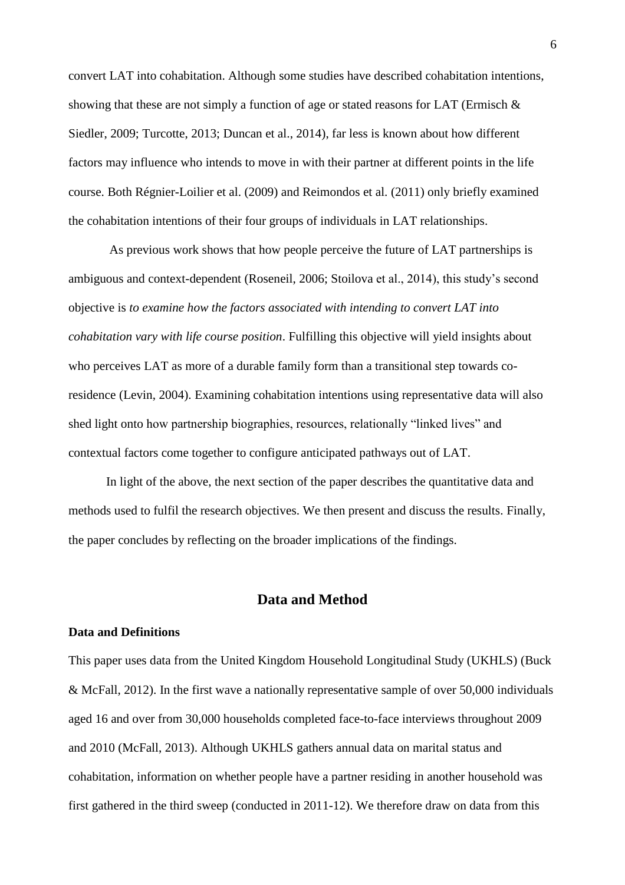convert LAT into cohabitation. Although some studies have described cohabitation intentions, showing that these are not simply a function of age or stated reasons for LAT (Ermisch & Siedler, 2009; Turcotte, 2013; Duncan et al., 2014), far less is known about how different factors may influence who intends to move in with their partner at different points in the life course. Both Régnier-Loilier et al. (2009) and Reimondos et al. (2011) only briefly examined the cohabitation intentions of their four groups of individuals in LAT relationships.

As previous work shows that how people perceive the future of LAT partnerships is ambiguous and context-dependent (Roseneil, 2006; Stoilova et al., 2014), this study's second objective is *to examine how the factors associated with intending to convert LAT into cohabitation vary with life course position*. Fulfilling this objective will yield insights about who perceives LAT as more of a durable family form than a transitional step towards co-residence (Levin, 2004). Examining cohabitation intentions using representative data will also shed light onto how partnership biographies, resources, relationally "linked lives" and contextual factors come together to configure anticipated pathways out of LAT.

In light of the above, the next section of the paper describes the quantitative data and methods used to fulfil the research objectives. We then present and discuss the results. Finally, the paper concludes by reflecting on the broader implications of the findings.

## Data and Method

### Data and Definitions

This paper uses data from the United Kingdom Household Longitudinal Study (UKHLS) (Buck & McFall, 2012). In the first wave a nationally representative sample of over 50,000 individuals aged 16 and over from 30,000 households completed face-to-face interviews throughout 2009 and 2010 (McFall, 2013). Although UKHLS gathers annual data on marital status and cohabitation, information on whether people have a partner residing in another household was first gathered in the third sweep (conducted in 2011-12). We therefore draw on data from this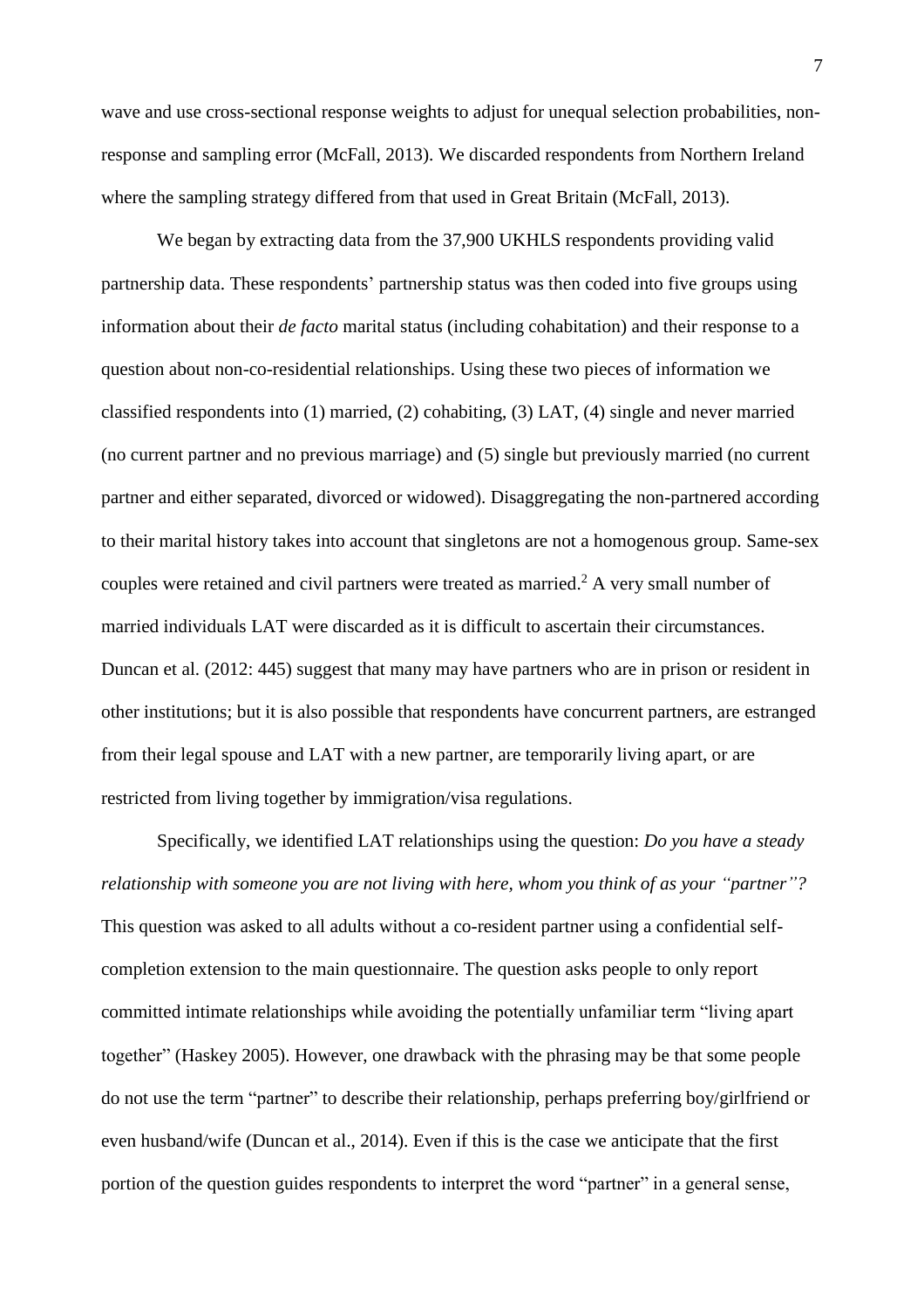wave and use cross-sectional response weights to adjust for unequal selection probabilities, non-response and sampling error (McFall, 2013). We discarded respondents from Northern Ireland where the sampling strategy differed from that used in Great Britain (McFall, 2013).

We began by extracting data from the 37,900 UKHLS respondents providing valid partnership data. These respondents' partnership status was then coded into five groups using information about their *de facto* marital status (including cohabitation) and their response to a question about non-co-residential relationships. Using these two pieces of information we classified respondents into (1) married, (2) cohabiting, (3) LAT, (4) single and never married (no current partner and no previous marriage) and (5) single but previously married (no current partner and either separated, divorced or widowed). Disaggregating the non-partnered according to their marital history takes into account that singletons are not a homogenous group. Same-sex couples were retained and civil partners were treated as married.[2] A very small number of married individuals LAT were discarded as it is difficult to ascertain their circumstances. Duncan et al. (2012: 445) suggest that many may have partners who are in prison or resident in other institutions; but it is also possible that respondents have concurrent partners, are estranged from their legal spouse and LAT with a new partner, are temporarily living apart, or are restricted from living together by immigration/visa regulations.

Specifically, we identified LAT relationships using the question: *Do you have a steady relationship with someone you are not living with here, whom you think of as your "partner"?* This question was asked to all adults without a co-resident partner using a confidential self-completion extension to the main questionnaire. The question asks people to only report committed intimate relationships while avoiding the potentially unfamiliar term "living apart together" (Haskey 2005). However, one drawback with the phrasing may be that some people do not use the term "partner" to describe their relationship, perhaps preferring boy/girlfriend or even husband/wife (Duncan et al., 2014). Even if this is the case we anticipate that the first portion of the question guides respondents to interpret the word "partner" in a general sense,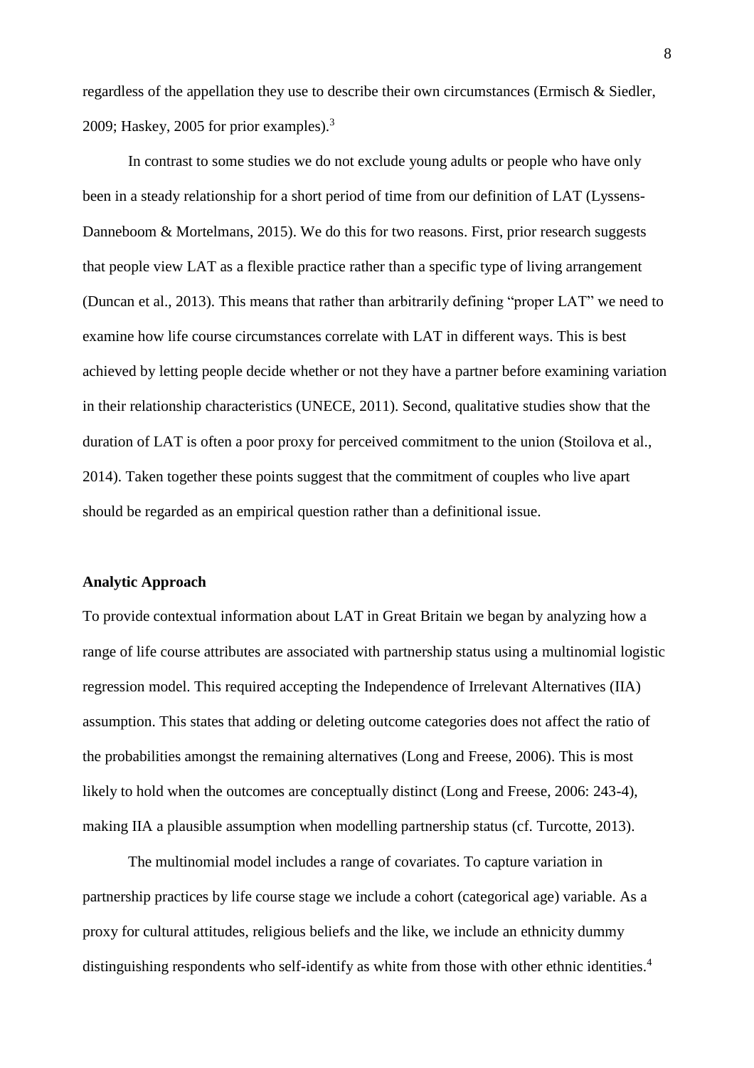regardless of the appellation they use to describe their own circumstances (Ermisch & Siedler, 2009; Haskey, 2005 for prior examples).[3]

In contrast to some studies we do not exclude young adults or people who have only been in a steady relationship for a short period of time from our definition of LAT (Lyssens-Danneboom & Mortelmans, 2015). We do this for two reasons. First, prior research suggests that people view LAT as a flexible practice rather than a specific type of living arrangement (Duncan et al., 2013). This means that rather than arbitrarily defining "proper LAT" we need to examine how life course circumstances correlate with LAT in different ways. This is best achieved by letting people decide whether or not they have a partner before examining variation in their relationship characteristics (UNECE, 2011). Second, qualitative studies show that the duration of LAT is often a poor proxy for perceived commitment to the union (Stoilova et al., 2014). Taken together these points suggest that the commitment of couples who live apart should be regarded as an empirical question rather than a definitional issue.

**Analytic Approach**

To provide contextual information about LAT in Great Britain we began by analyzing how a range of life course attributes are associated with partnership status using a multinomial logistic regression model. This required accepting the Independence of Irrelevant Alternatives (IIA) assumption. This states that adding or deleting outcome categories does not affect the ratio of the probabilities amongst the remaining alternatives (Long and Freese, 2006). This is most likely to hold when the outcomes are conceptually distinct (Long and Freese, 2006: 243-4), making IIA a plausible assumption when modelling partnership status (cf. Turcotte, 2013).

The multinomial model includes a range of covariates. To capture variation in partnership practices by life course stage we include a cohort (categorical age) variable. As a proxy for cultural attitudes, religious beliefs and the like, we include an ethnicity dummy distinguishing respondents who self-identify as white from those with other ethnic identities.[4]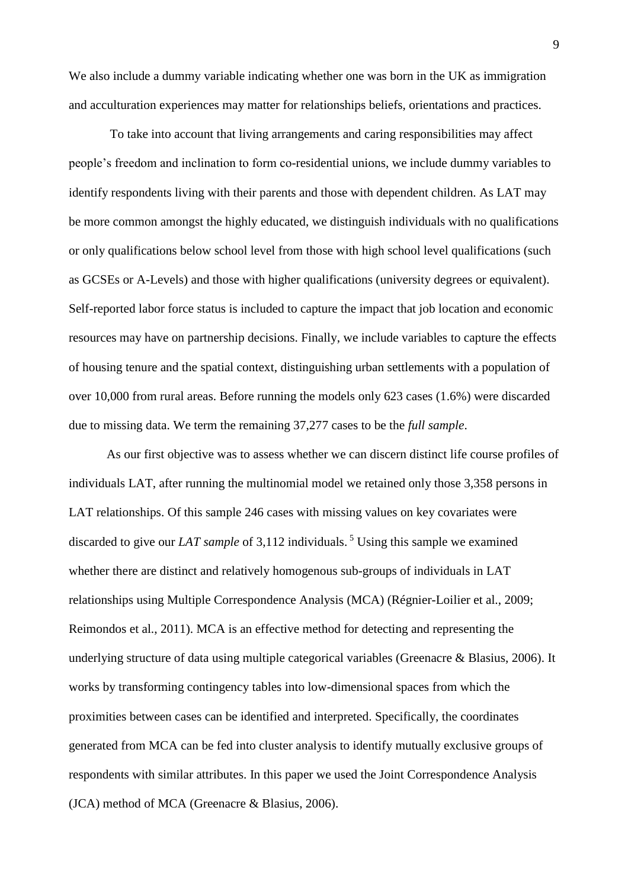We also include a dummy variable indicating whether one was born in the UK as immigration and acculturation experiences may matter for relationships beliefs, orientations and practices.

To take into account that living arrangements and caring responsibilities may affect people's freedom and inclination to form co-residential unions, we include dummy variables to identify respondents living with their parents and those with dependent children. As LAT may be more common amongst the highly educated, we distinguish individuals with no qualifications or only qualifications below school level from those with high school level qualifications (such as GCSEs or A-Levels) and those with higher qualifications (university degrees or equivalent). Self-reported labor force status is included to capture the impact that job location and economic resources may have on partnership decisions. Finally, we include variables to capture the effects of housing tenure and the spatial context, distinguishing urban settlements with a population of over 10,000 from rural areas. Before running the models only 623 cases (1.6%) were discarded due to missing data. We term the remaining 37,277 cases to be the *full sample*.

As our first objective was to assess whether we can discern distinct life course profiles of individuals LAT, after running the multinomial model we retained only those 3,358 persons in LAT relationships. Of this sample 246 cases with missing values on key covariates were discarded to give our *LAT sample* of 3,112 individuals. [5] Using this sample we examined whether there are distinct and relatively homogenous sub-groups of individuals in LAT relationships using Multiple Correspondence Analysis (MCA) (Régnier-Loilier et al., 2009; Reimondos et al., 2011). MCA is an effective method for detecting and representing the underlying structure of data using multiple categorical variables (Greenacre & Blasius, 2006). It works by transforming contingency tables into low-dimensional spaces from which the proximities between cases can be identified and interpreted. Specifically, the coordinates generated from MCA can be fed into cluster analysis to identify mutually exclusive groups of respondents with similar attributes. In this paper we used the Joint Correspondence Analysis (JCA) method of MCA (Greenacre & Blasius, 2006).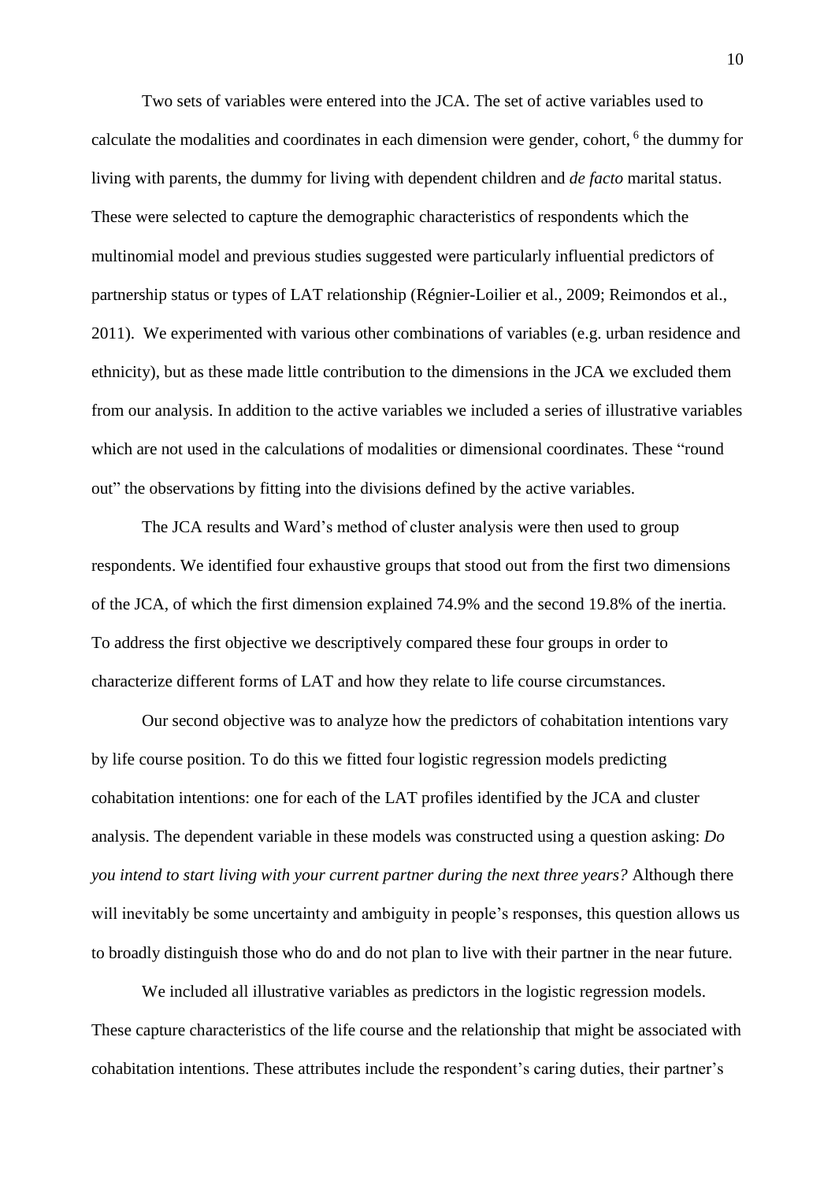Two sets of variables were entered into the JCA. The set of active variables used to calculate the modalities and coordinates in each dimension were gender, cohort, [6] the dummy for living with parents, the dummy for living with dependent children and *de facto* marital status. These were selected to capture the demographic characteristics of respondents which the multinomial model and previous studies suggested were particularly influential predictors of partnership status or types of LAT relationship (Régnier-Loilier et al., 2009; Reimondos et al., 2011). We experimented with various other combinations of variables (e.g. urban residence and ethnicity), but as these made little contribution to the dimensions in the JCA we excluded them from our analysis. In addition to the active variables we included a series of illustrative variables which are not used in the calculations of modalities or dimensional coordinates. These "round out" the observations by fitting into the divisions defined by the active variables.

The JCA results and Ward's method of cluster analysis were then used to group respondents. We identified four exhaustive groups that stood out from the first two dimensions of the JCA, of which the first dimension explained 74.9% and the second 19.8% of the inertia. To address the first objective we descriptively compared these four groups in order to characterize different forms of LAT and how they relate to life course circumstances.

Our second objective was to analyze how the predictors of cohabitation intentions vary by life course position. To do this we fitted four logistic regression models predicting cohabitation intentions: one for each of the LAT profiles identified by the JCA and cluster analysis. The dependent variable in these models was constructed using a question asking: *Do you intend to start living with your current partner during the next three years?* Although there will inevitably be some uncertainty and ambiguity in people's responses, this question allows us to broadly distinguish those who do and do not plan to live with their partner in the near future.

We included all illustrative variables as predictors in the logistic regression models. These capture characteristics of the life course and the relationship that might be associated with cohabitation intentions. These attributes include the respondent's caring duties, their partner's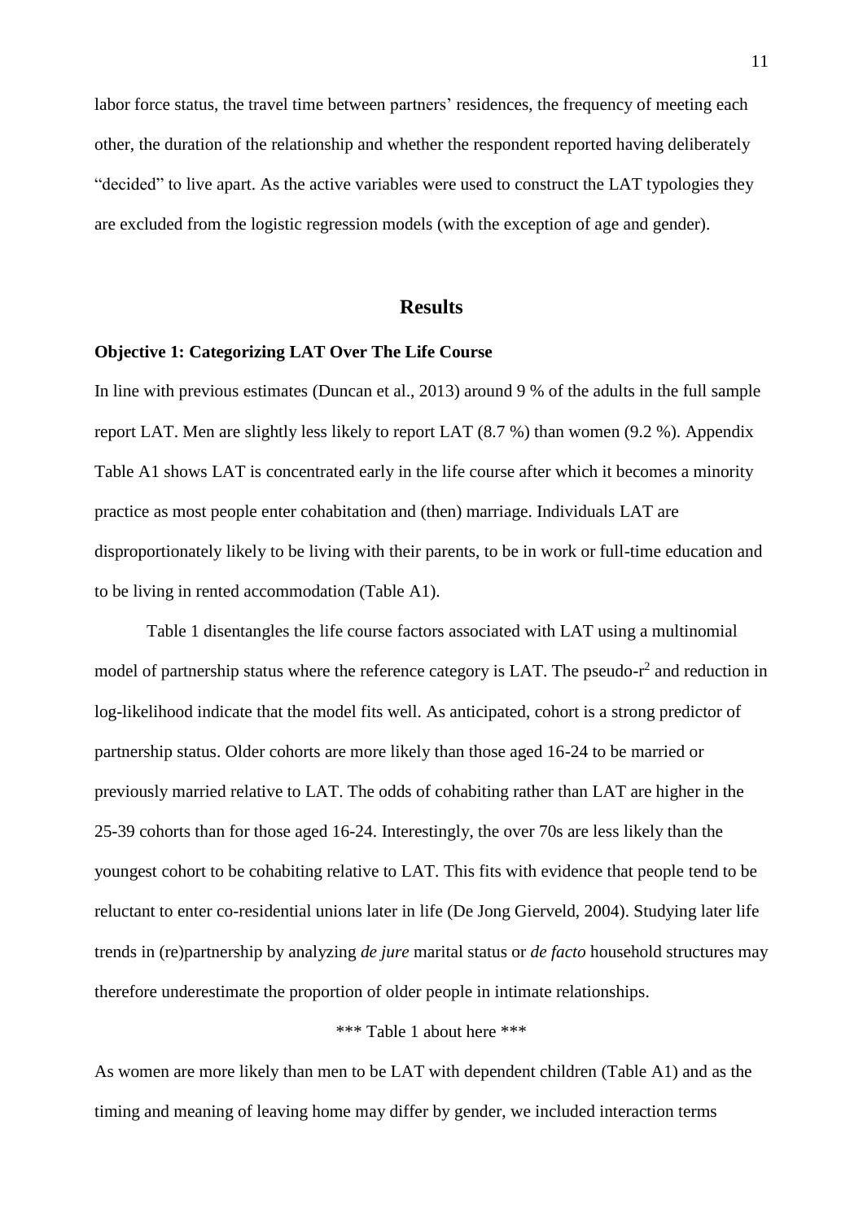labor force status, the travel time between partners' residences, the frequency of meeting each other, the duration of the relationship and whether the respondent reported having deliberately "decided" to live apart. As the active variables were used to construct the LAT typologies they are excluded from the logistic regression models (with the exception of age and gender).

## Results

### Objective 1: Categorizing LAT Over The Life Course

In line with previous estimates (Duncan et al., 2013) around 9 % of the adults in the full sample report LAT. Men are slightly less likely to report LAT (8.7 %) than women (9.2 %). Appendix Table A1 shows LAT is concentrated early in the life course after which it becomes a minority practice as most people enter cohabitation and (then) marriage. Individuals LAT are disproportionately likely to be living with their parents, to be in work or full-time education and to be living in rented accommodation (Table A1).

Table 1 disentangles the life course factors associated with LAT using a multinomial model of partnership status where the reference category is LAT. The pseudo-$r^2$ and reduction in log-likelihood indicate that the model fits well. As anticipated, cohort is a strong predictor of partnership status. Older cohorts are more likely than those aged 16-24 to be married or previously married relative to LAT. The odds of cohabiting rather than LAT are higher in the 25-39 cohorts than for those aged 16-24. Interestingly, the over 70s are less likely than the youngest cohort to be cohabiting relative to LAT. This fits with evidence that people tend to be reluctant to enter co-residential unions later in life (De Jong Gierveld, 2004). Studying later life trends in (re)partnership by analyzing *de jure* marital status or *de facto* household structures may therefore underestimate the proportion of older people in intimate relationships.

\*\*\* Table 1 about here \*\*\*

As women are more likely than men to be LAT with dependent children (Table A1) and as the timing and meaning of leaving home may differ by gender, we included interaction terms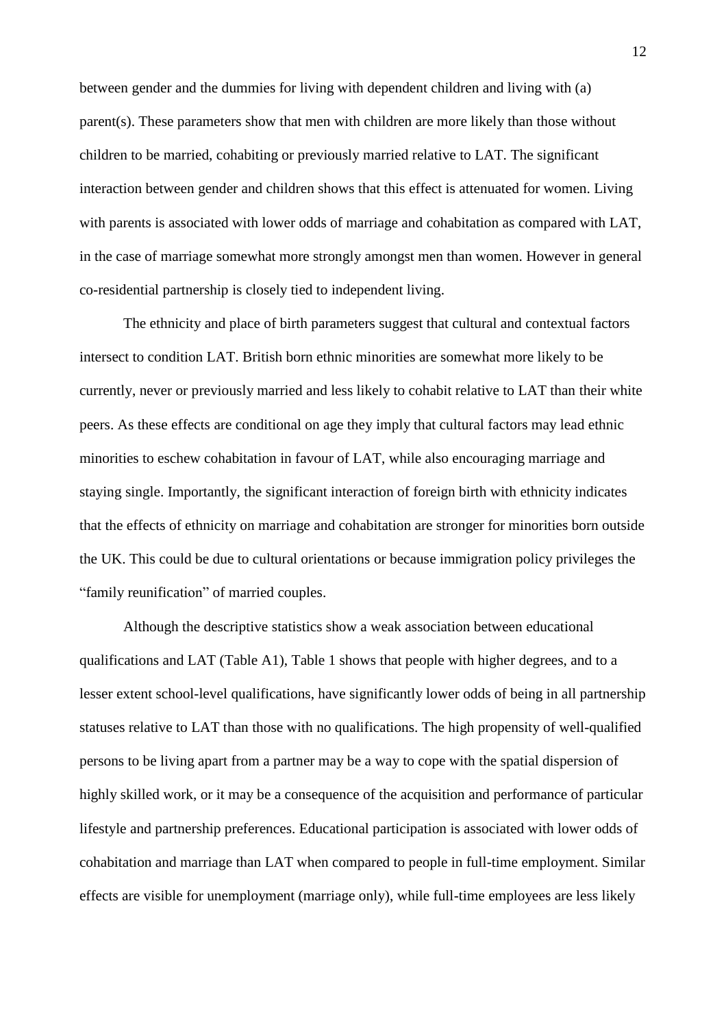between gender and the dummies for living with dependent children and living with (a) parent(s). These parameters show that men with children are more likely than those without children to be married, cohabiting or previously married relative to LAT. The significant interaction between gender and children shows that this effect is attenuated for women. Living with parents is associated with lower odds of marriage and cohabitation as compared with LAT, in the case of marriage somewhat more strongly amongst men than women. However in general co-residential partnership is closely tied to independent living.

The ethnicity and place of birth parameters suggest that cultural and contextual factors intersect to condition LAT. British born ethnic minorities are somewhat more likely to be currently, never or previously married and less likely to cohabit relative to LAT than their white peers. As these effects are conditional on age they imply that cultural factors may lead ethnic minorities to eschew cohabitation in favour of LAT, while also encouraging marriage and staying single. Importantly, the significant interaction of foreign birth with ethnicity indicates that the effects of ethnicity on marriage and cohabitation are stronger for minorities born outside the UK. This could be due to cultural orientations or because immigration policy privileges the "family reunification" of married couples.

Although the descriptive statistics show a weak association between educational qualifications and LAT (Table A1), Table 1 shows that people with higher degrees, and to a lesser extent school-level qualifications, have significantly lower odds of being in all partnership statuses relative to LAT than those with no qualifications. The high propensity of well-qualified persons to be living apart from a partner may be a way to cope with the spatial dispersion of highly skilled work, or it may be a consequence of the acquisition and performance of particular lifestyle and partnership preferences. Educational participation is associated with lower odds of cohabitation and marriage than LAT when compared to people in full-time employment. Similar effects are visible for unemployment (marriage only), while full-time employees are less likely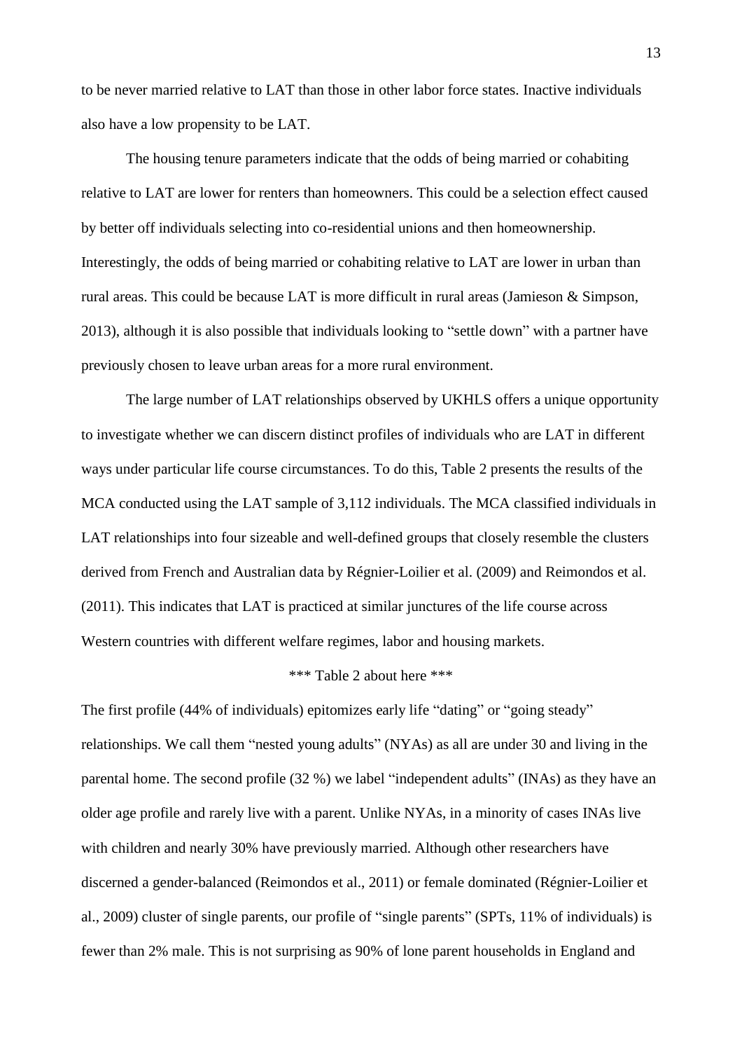to be never married relative to LAT than those in other labor force states. Inactive individuals also have a low propensity to be LAT.

The housing tenure parameters indicate that the odds of being married or cohabiting relative to LAT are lower for renters than homeowners. This could be a selection effect caused by better off individuals selecting into co-residential unions and then homeownership. Interestingly, the odds of being married or cohabiting relative to LAT are lower in urban than rural areas. This could be because LAT is more difficult in rural areas (Jamieson & Simpson, 2013), although it is also possible that individuals looking to "settle down" with a partner have previously chosen to leave urban areas for a more rural environment.

The large number of LAT relationships observed by UKHLS offers a unique opportunity to investigate whether we can discern distinct profiles of individuals who are LAT in different ways under particular life course circumstances. To do this, Table 2 presents the results of the MCA conducted using the LAT sample of 3,112 individuals. The MCA classified individuals in LAT relationships into four sizeable and well-defined groups that closely resemble the clusters derived from French and Australian data by Régnier-Loilier et al. (2009) and Reimondos et al. (2011). This indicates that LAT is practiced at similar junctures of the life course across Western countries with different welfare regimes, labor and housing markets.

*** Table 2 about here ***

The first profile (44% of individuals) epitomizes early life "dating" or "going steady" relationships. We call them "nested young adults" (NYAs) as all are under 30 and living in the parental home. The second profile (32 %) we label "independent adults" (INAs) as they have an older age profile and rarely live with a parent. Unlike NYAs, in a minority of cases INAs live with children and nearly 30% have previously married. Although other researchers have discerned a gender-balanced (Reimondos et al., 2011) or female dominated (Régnier-Loilier et al., 2009) cluster of single parents, our profile of "single parents" (SPTs, 11% of individuals) is fewer than 2% male. This is not surprising as 90% of lone parent households in England and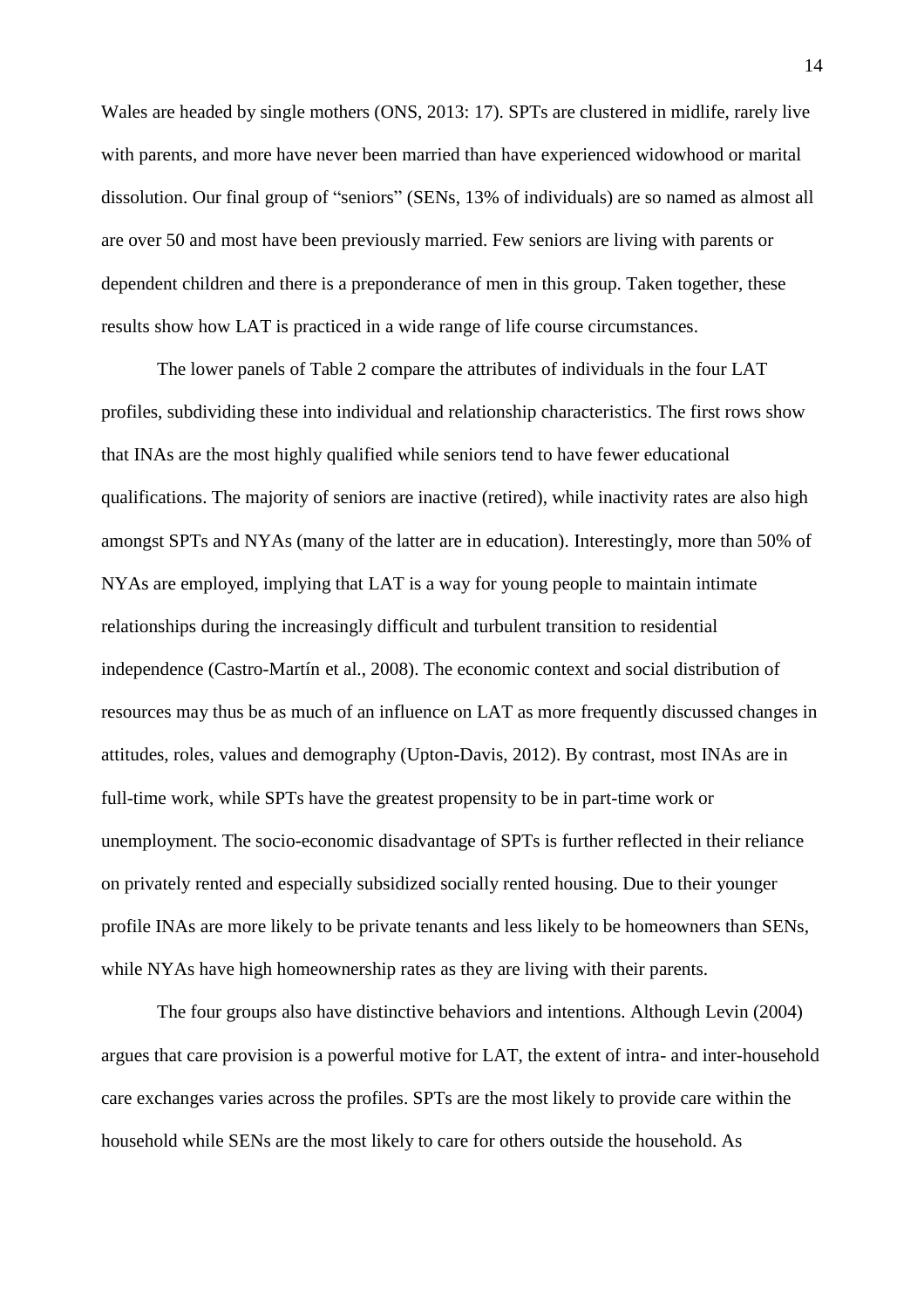Wales are headed by single mothers (ONS, 2013: 17). SPTs are clustered in midlife, rarely live with parents, and more have never been married than have experienced widowhood or marital dissolution. Our final group of "seniors" (SENs, 13% of individuals) are so named as almost all are over 50 and most have been previously married. Few seniors are living with parents or dependent children and there is a preponderance of men in this group. Taken together, these results show how LAT is practiced in a wide range of life course circumstances.

The lower panels of Table 2 compare the attributes of individuals in the four LAT profiles, subdividing these into individual and relationship characteristics. The first rows show that INAs are the most highly qualified while seniors tend to have fewer educational qualifications. The majority of seniors are inactive (retired), while inactivity rates are also high amongst SPTs and NYAs (many of the latter are in education). Interestingly, more than 50% of NYAs are employed, implying that LAT is a way for young people to maintain intimate relationships during the increasingly difficult and turbulent transition to residential independence (Castro-Martín et al., 2008). The economic context and social distribution of resources may thus be as much of an influence on LAT as more frequently discussed changes in attitudes, roles, values and demography (Upton-Davis, 2012). By contrast, most INAs are in full-time work, while SPTs have the greatest propensity to be in part-time work or unemployment. The socio-economic disadvantage of SPTs is further reflected in their reliance on privately rented and especially subsidized socially rented housing. Due to their younger profile INAs are more likely to be private tenants and less likely to be homeowners than SENs, while NYAs have high homeownership rates as they are living with their parents.

The four groups also have distinctive behaviors and intentions. Although Levin (2004) argues that care provision is a powerful motive for LAT, the extent of intra- and inter-household care exchanges varies across the profiles. SPTs are the most likely to provide care within the household while SENs are the most likely to care for others outside the household. As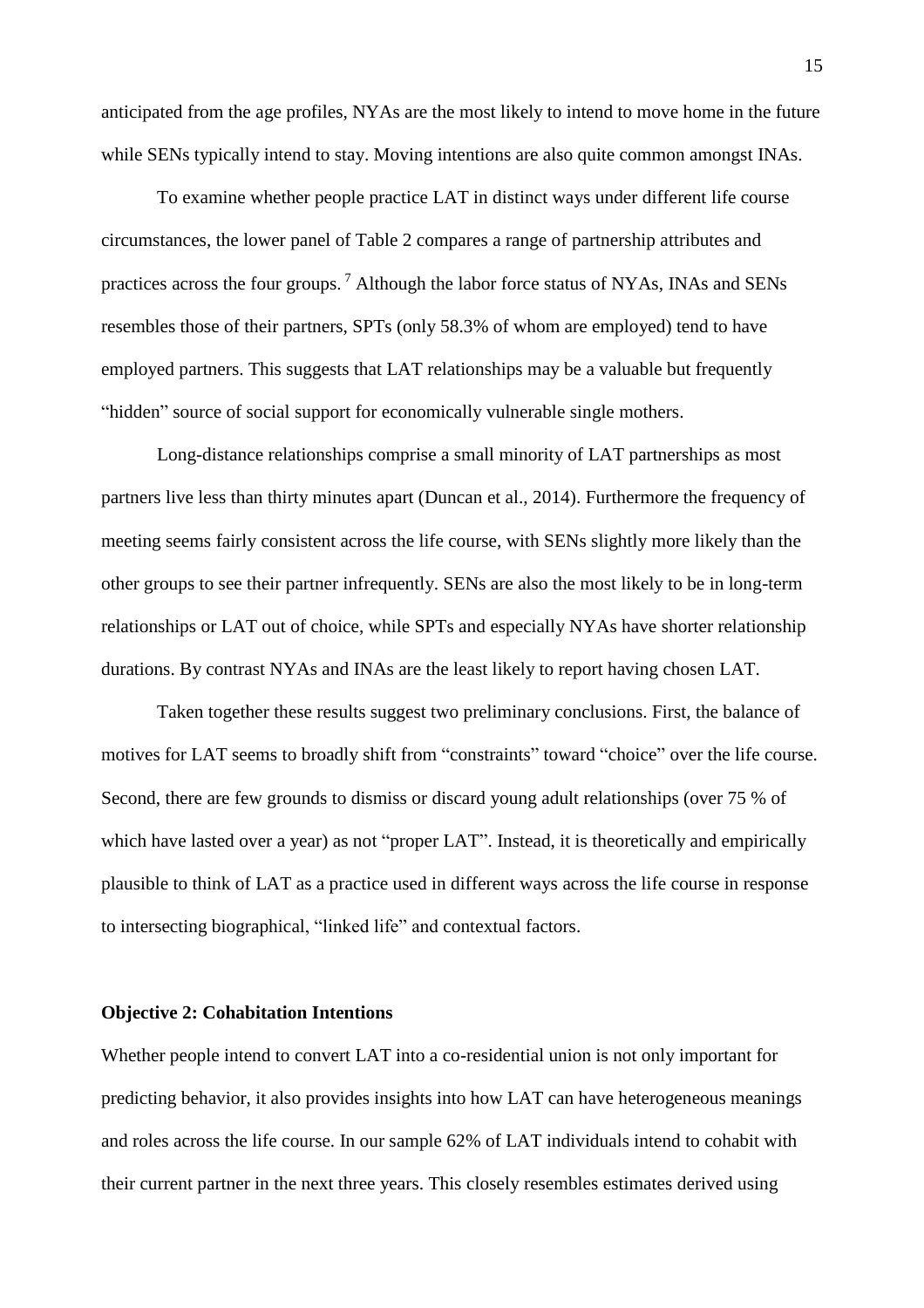anticipated from the age profiles, NYAs are the most likely to intend to move home in the future while SENs typically intend to stay. Moving intentions are also quite common amongst INAs.

To examine whether people practice LAT in distinct ways under different life course circumstances, the lower panel of Table 2 compares a range of partnership attributes and practices across the four groups. [7] Although the labor force status of NYAs, INAs and SENs resembles those of their partners, SPTs (only 58.3% of whom are employed) tend to have employed partners. This suggests that LAT relationships may be a valuable but frequently "hidden" source of social support for economically vulnerable single mothers.

Long-distance relationships comprise a small minority of LAT partnerships as most partners live less than thirty minutes apart (Duncan et al., 2014). Furthermore the frequency of meeting seems fairly consistent across the life course, with SENs slightly more likely than the other groups to see their partner infrequently. SENs are also the most likely to be in long-term relationships or LAT out of choice, while SPTs and especially NYAs have shorter relationship durations. By contrast NYAs and INAs are the least likely to report having chosen LAT.

Taken together these results suggest two preliminary conclusions. First, the balance of motives for LAT seems to broadly shift from "constraints" toward "choice" over the life course. Second, there are few grounds to dismiss or discard young adult relationships (over 75 % of which have lasted over a year) as not "proper LAT". Instead, it is theoretically and empirically plausible to think of LAT as a practice used in different ways across the life course in response to intersecting biographical, "linked life" and contextual factors.

**Objective 2: Cohabitation Intentions**

Whether people intend to convert LAT into a co-residential union is not only important for predicting behavior, it also provides insights into how LAT can have heterogeneous meanings and roles across the life course. In our sample 62% of LAT individuals intend to cohabit with their current partner in the next three years. This closely resembles estimates derived using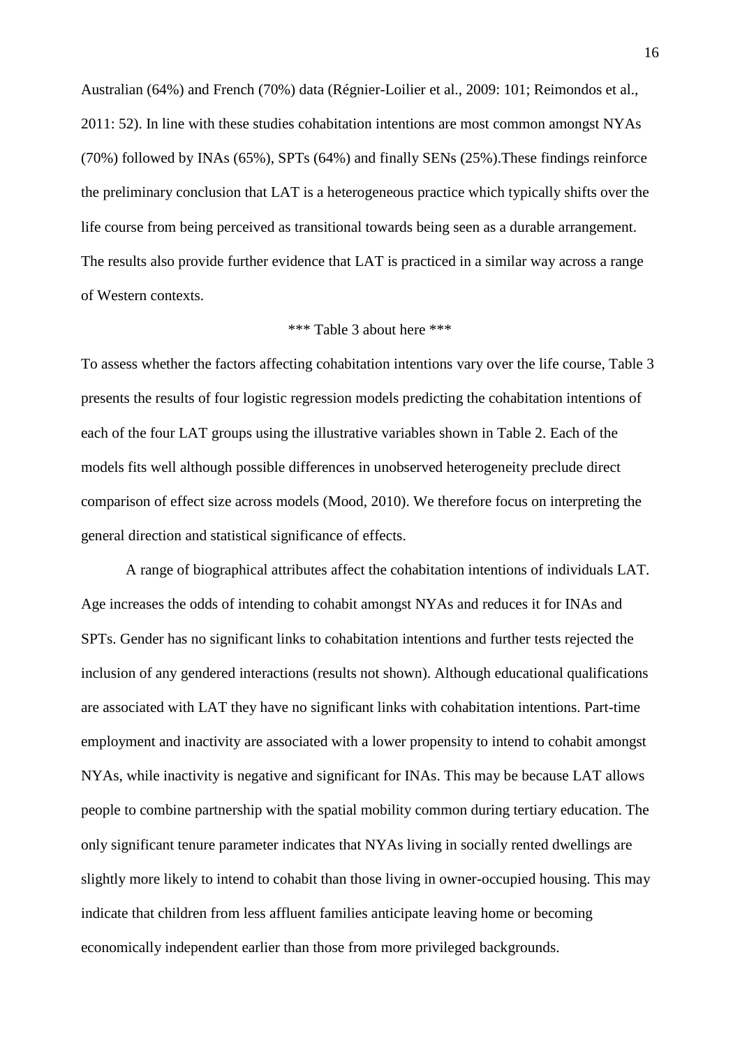Australian (64%) and French (70%) data (Régnier-Loilier et al., 2009: 101; Reimondos et al., 2011: 52). In line with these studies cohabitation intentions are most common amongst NYAs (70%) followed by INAs (65%), SPTs (64%) and finally SENs (25%).These findings reinforce the preliminary conclusion that LAT is a heterogeneous practice which typically shifts over the life course from being perceived as transitional towards being seen as a durable arrangement. The results also provide further evidence that LAT is practiced in a similar way across a range of Western contexts.

*** Table 3 about here ***

To assess whether the factors affecting cohabitation intentions vary over the life course, Table 3 presents the results of four logistic regression models predicting the cohabitation intentions of each of the four LAT groups using the illustrative variables shown in Table 2. Each of the models fits well although possible differences in unobserved heterogeneity preclude direct comparison of effect size across models (Mood, 2010). We therefore focus on interpreting the general direction and statistical significance of effects.

A range of biographical attributes affect the cohabitation intentions of individuals LAT. Age increases the odds of intending to cohabit amongst NYAs and reduces it for INAs and SPTs. Gender has no significant links to cohabitation intentions and further tests rejected the inclusion of any gendered interactions (results not shown). Although educational qualifications are associated with LAT they have no significant links with cohabitation intentions. Part-time employment and inactivity are associated with a lower propensity to intend to cohabit amongst NYAs, while inactivity is negative and significant for INAs. This may be because LAT allows people to combine partnership with the spatial mobility common during tertiary education. The only significant tenure parameter indicates that NYAs living in socially rented dwellings are slightly more likely to intend to cohabit than those living in owner-occupied housing. This may indicate that children from less affluent families anticipate leaving home or becoming economically independent earlier than those from more privileged backgrounds.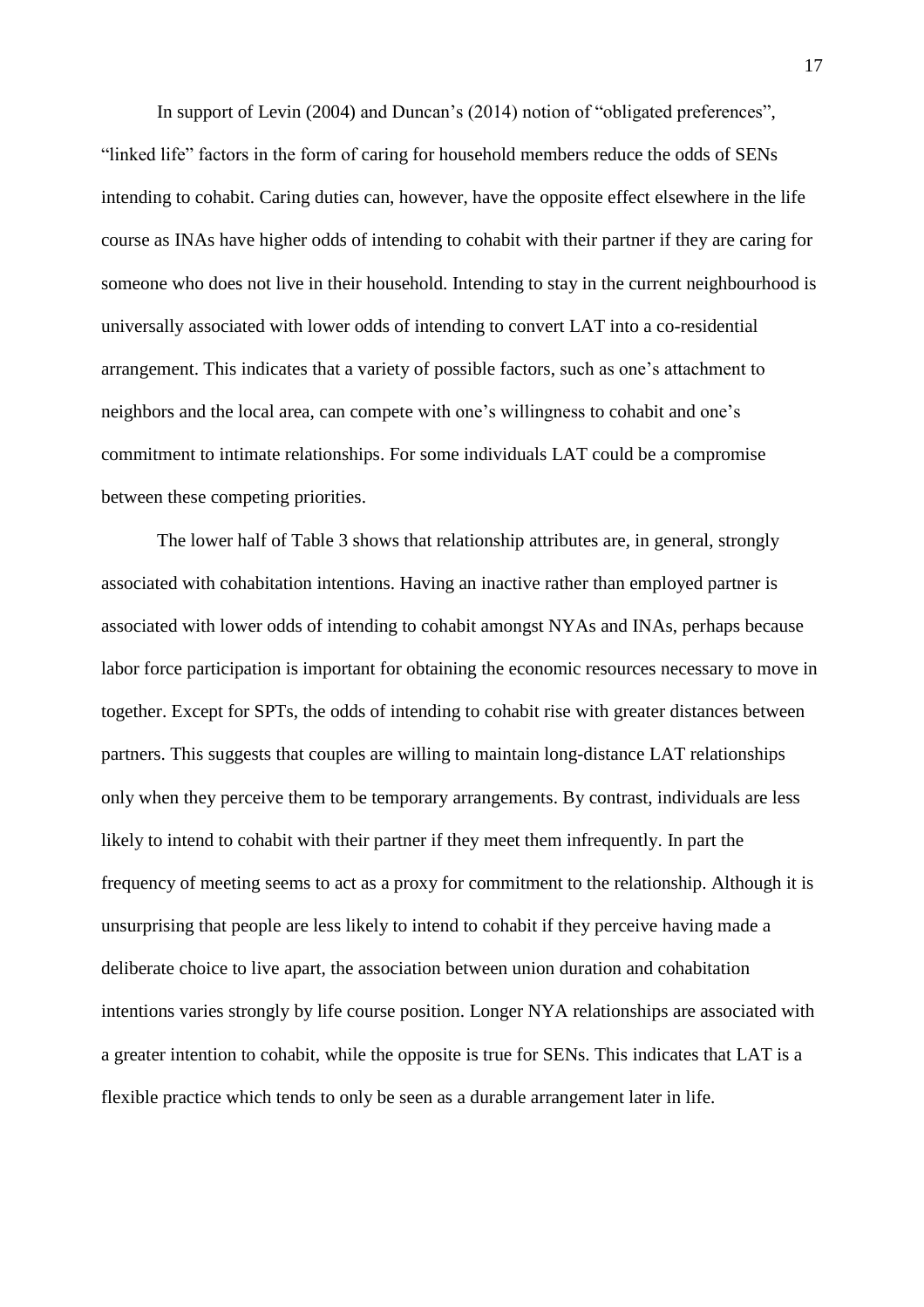In support of Levin (2004) and Duncan's (2014) notion of "obligated preferences", "linked life" factors in the form of caring for household members reduce the odds of SENs intending to cohabit. Caring duties can, however, have the opposite effect elsewhere in the life course as INAs have higher odds of intending to cohabit with their partner if they are caring for someone who does not live in their household. Intending to stay in the current neighbourhood is universally associated with lower odds of intending to convert LAT into a co-residential arrangement. This indicates that a variety of possible factors, such as one's attachment to neighbors and the local area, can compete with one's willingness to cohabit and one's commitment to intimate relationships. For some individuals LAT could be a compromise between these competing priorities.

The lower half of Table 3 shows that relationship attributes are, in general, strongly associated with cohabitation intentions. Having an inactive rather than employed partner is associated with lower odds of intending to cohabit amongst NYAs and INAs, perhaps because labor force participation is important for obtaining the economic resources necessary to move in together. Except for SPTs, the odds of intending to cohabit rise with greater distances between partners. This suggests that couples are willing to maintain long-distance LAT relationships only when they perceive them to be temporary arrangements. By contrast, individuals are less likely to intend to cohabit with their partner if they meet them infrequently. In part the frequency of meeting seems to act as a proxy for commitment to the relationship. Although it is unsurprising that people are less likely to intend to cohabit if they perceive having made a deliberate choice to live apart, the association between union duration and cohabitation intentions varies strongly by life course position. Longer NYA relationships are associated with a greater intention to cohabit, while the opposite is true for SENs. This indicates that LAT is a flexible practice which tends to only be seen as a durable arrangement later in life.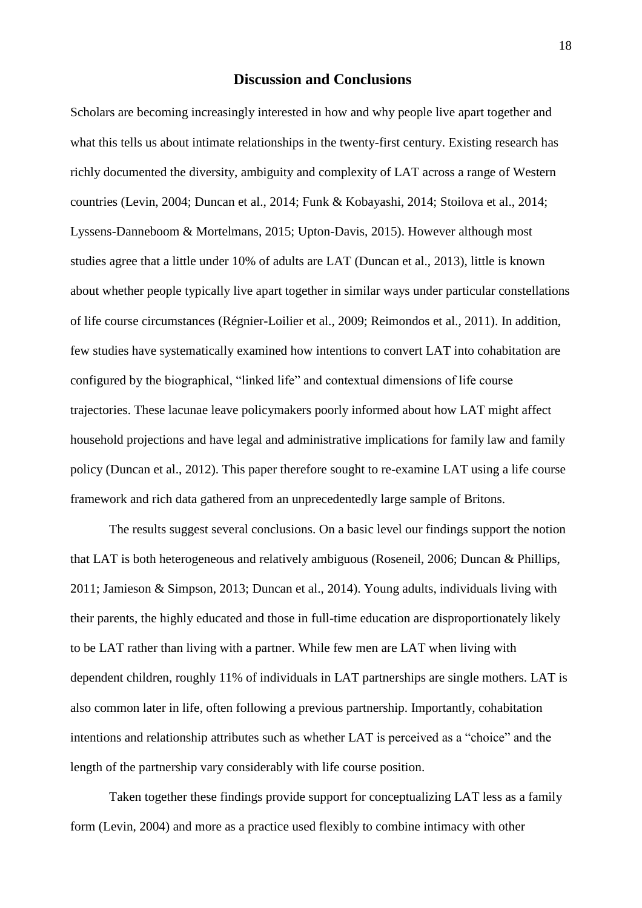## Discussion and Conclusions

Scholars are becoming increasingly interested in how and why people live apart together and what this tells us about intimate relationships in the twenty-first century. Existing research has richly documented the diversity, ambiguity and complexity of LAT across a range of Western countries (Levin, 2004; Duncan et al., 2014; Funk & Kobayashi, 2014; Stoilova et al., 2014; Lyssens-Danneboom & Mortelmans, 2015; Upton-Davis, 2015). However although most studies agree that a little under 10% of adults are LAT (Duncan et al., 2013), little is known about whether people typically live apart together in similar ways under particular constellations of life course circumstances (Régnier-Loilier et al., 2009; Reimondos et al., 2011). In addition, few studies have systematically examined how intentions to convert LAT into cohabitation are configured by the biographical, "linked life" and contextual dimensions of life course trajectories. These lacunae leave policymakers poorly informed about how LAT might affect household projections and have legal and administrative implications for family law and family policy (Duncan et al., 2012). This paper therefore sought to re-examine LAT using a life course framework and rich data gathered from an unprecedentedly large sample of Britons.

The results suggest several conclusions. On a basic level our findings support the notion that LAT is both heterogeneous and relatively ambiguous (Roseneil, 2006; Duncan & Phillips, 2011; Jamieson & Simpson, 2013; Duncan et al., 2014). Young adults, individuals living with their parents, the highly educated and those in full-time education are disproportionately likely to be LAT rather than living with a partner. While few men are LAT when living with dependent children, roughly 11% of individuals in LAT partnerships are single mothers. LAT is also common later in life, often following a previous partnership. Importantly, cohabitation intentions and relationship attributes such as whether LAT is perceived as a "choice" and the length of the partnership vary considerably with life course position.

Taken together these findings provide support for conceptualizing LAT less as a family form (Levin, 2004) and more as a practice used flexibly to combine intimacy with other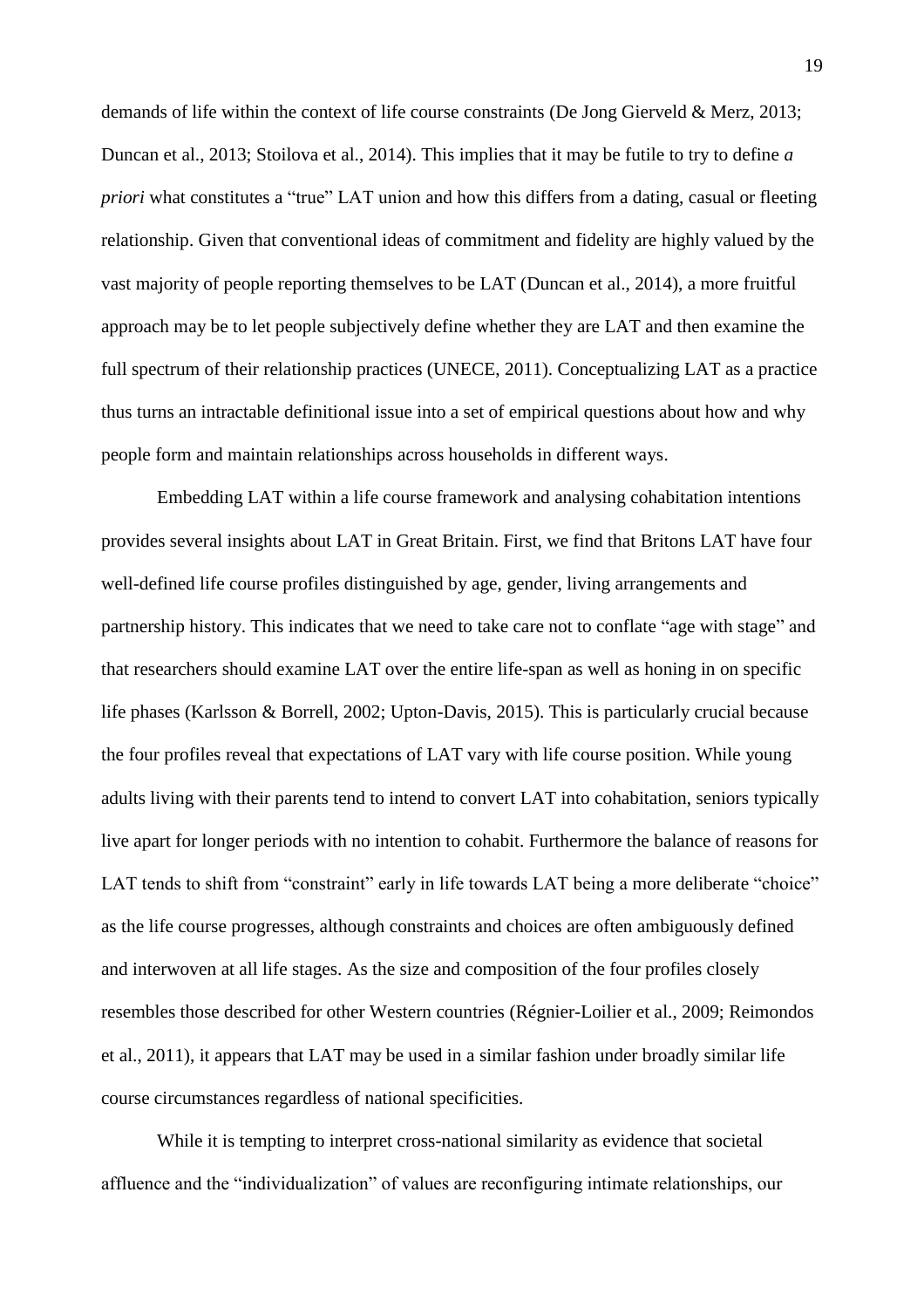demands of life within the context of life course constraints (De Jong Gierveld & Merz, 2013; Duncan et al., 2013; Stoilova et al., 2014). This implies that it may be futile to try to define *a priori* what constitutes a "true" LAT union and how this differs from a dating, casual or fleeting relationship. Given that conventional ideas of commitment and fidelity are highly valued by the vast majority of people reporting themselves to be LAT (Duncan et al., 2014), a more fruitful approach may be to let people subjectively define whether they are LAT and then examine the full spectrum of their relationship practices (UNECE, 2011). Conceptualizing LAT as a practice thus turns an intractable definitional issue into a set of empirical questions about how and why people form and maintain relationships across households in different ways.

Embedding LAT within a life course framework and analysing cohabitation intentions provides several insights about LAT in Great Britain. First, we find that Britons LAT have four well-defined life course profiles distinguished by age, gender, living arrangements and partnership history. This indicates that we need to take care not to conflate "age with stage" and that researchers should examine LAT over the entire life-span as well as honing in on specific life phases (Karlsson & Borrell, 2002; Upton-Davis, 2015). This is particularly crucial because the four profiles reveal that expectations of LAT vary with life course position. While young adults living with their parents tend to intend to convert LAT into cohabitation, seniors typically live apart for longer periods with no intention to cohabit. Furthermore the balance of reasons for LAT tends to shift from "constraint" early in life towards LAT being a more deliberate "choice" as the life course progresses, although constraints and choices are often ambiguously defined and interwoven at all life stages. As the size and composition of the four profiles closely resembles those described for other Western countries (Régnier-Loilier et al., 2009; Reimondos et al., 2011), it appears that LAT may be used in a similar fashion under broadly similar life course circumstances regardless of national specificities.

While it is tempting to interpret cross-national similarity as evidence that societal affluence and the "individualization" of values are reconfiguring intimate relationships, our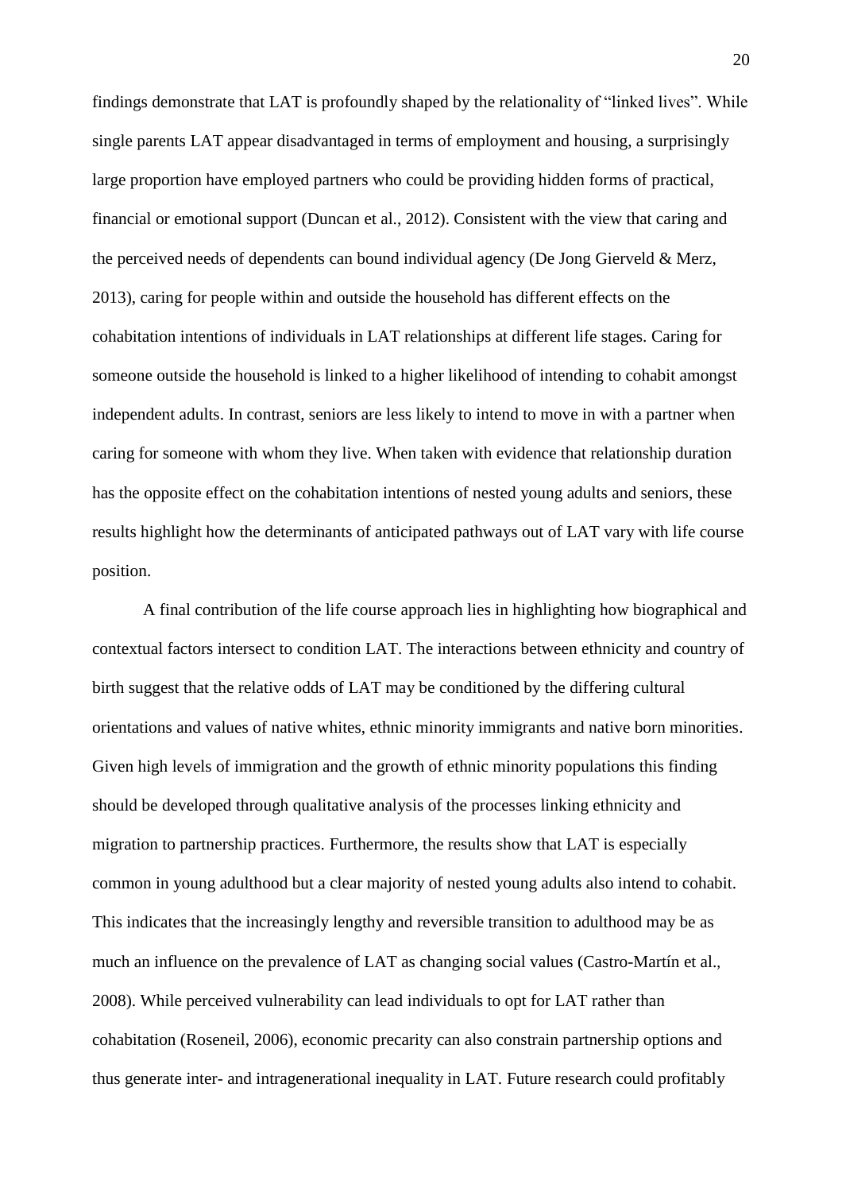findings demonstrate that LAT is profoundly shaped by the relationality of "linked lives". While single parents LAT appear disadvantaged in terms of employment and housing, a surprisingly large proportion have employed partners who could be providing hidden forms of practical, financial or emotional support (Duncan et al., 2012). Consistent with the view that caring and the perceived needs of dependents can bound individual agency (De Jong Gierveld & Merz, 2013), caring for people within and outside the household has different effects on the cohabitation intentions of individuals in LAT relationships at different life stages. Caring for someone outside the household is linked to a higher likelihood of intending to cohabit amongst independent adults. In contrast, seniors are less likely to intend to move in with a partner when caring for someone with whom they live. When taken with evidence that relationship duration has the opposite effect on the cohabitation intentions of nested young adults and seniors, these results highlight how the determinants of anticipated pathways out of LAT vary with life course position.

A final contribution of the life course approach lies in highlighting how biographical and contextual factors intersect to condition LAT. The interactions between ethnicity and country of birth suggest that the relative odds of LAT may be conditioned by the differing cultural orientations and values of native whites, ethnic minority immigrants and native born minorities. Given high levels of immigration and the growth of ethnic minority populations this finding should be developed through qualitative analysis of the processes linking ethnicity and migration to partnership practices. Furthermore, the results show that LAT is especially common in young adulthood but a clear majority of nested young adults also intend to cohabit. This indicates that the increasingly lengthy and reversible transition to adulthood may be as much an influence on the prevalence of LAT as changing social values (Castro-Martín et al., 2008). While perceived vulnerability can lead individuals to opt for LAT rather than cohabitation (Roseneil, 2006), economic precarity can also constrain partnership options and thus generate inter- and intragenerational inequality in LAT. Future research could profitably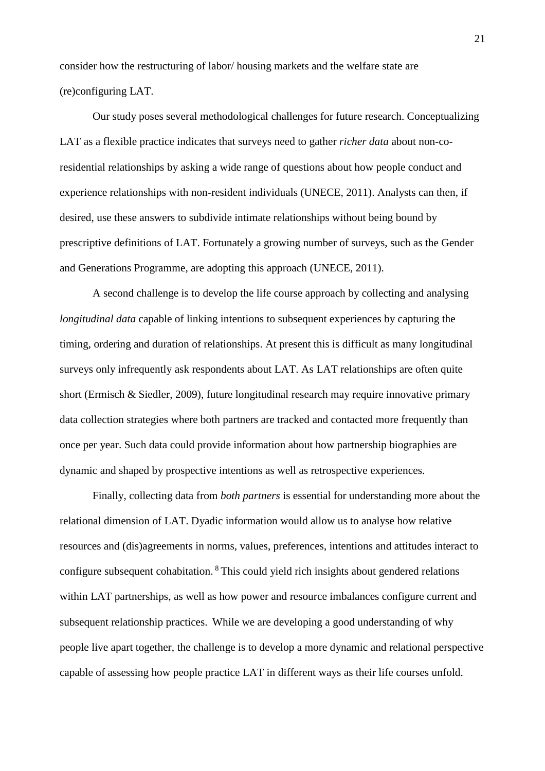consider how the restructuring of labor/ housing markets and the welfare state are (re)configuring LAT.

Our study poses several methodological challenges for future research. Conceptualizing LAT as a flexible practice indicates that surveys need to gather *richer data* about non-co-residential relationships by asking a wide range of questions about how people conduct and experience relationships with non-resident individuals (UNECE, 2011). Analysts can then, if desired, use these answers to subdivide intimate relationships without being bound by prescriptive definitions of LAT. Fortunately a growing number of surveys, such as the Gender and Generations Programme, are adopting this approach (UNECE, 2011).

A second challenge is to develop the life course approach by collecting and analysing *longitudinal data* capable of linking intentions to subsequent experiences by capturing the timing, ordering and duration of relationships. At present this is difficult as many longitudinal surveys only infrequently ask respondents about LAT. As LAT relationships are often quite short (Ermisch & Siedler, 2009), future longitudinal research may require innovative primary data collection strategies where both partners are tracked and contacted more frequently than once per year. Such data could provide information about how partnership biographies are dynamic and shaped by prospective intentions as well as retrospective experiences.

Finally, collecting data from *both partners* is essential for understanding more about the relational dimension of LAT. Dyadic information would allow us to analyse how relative resources and (dis)agreements in norms, values, preferences, intentions and attitudes interact to configure subsequent cohabitation. [8] This could yield rich insights about gendered relations within LAT partnerships, as well as how power and resource imbalances configure current and subsequent relationship practices. While we are developing a good understanding of why people live apart together, the challenge is to develop a more dynamic and relational perspective capable of assessing how people practice LAT in different ways as their life courses unfold.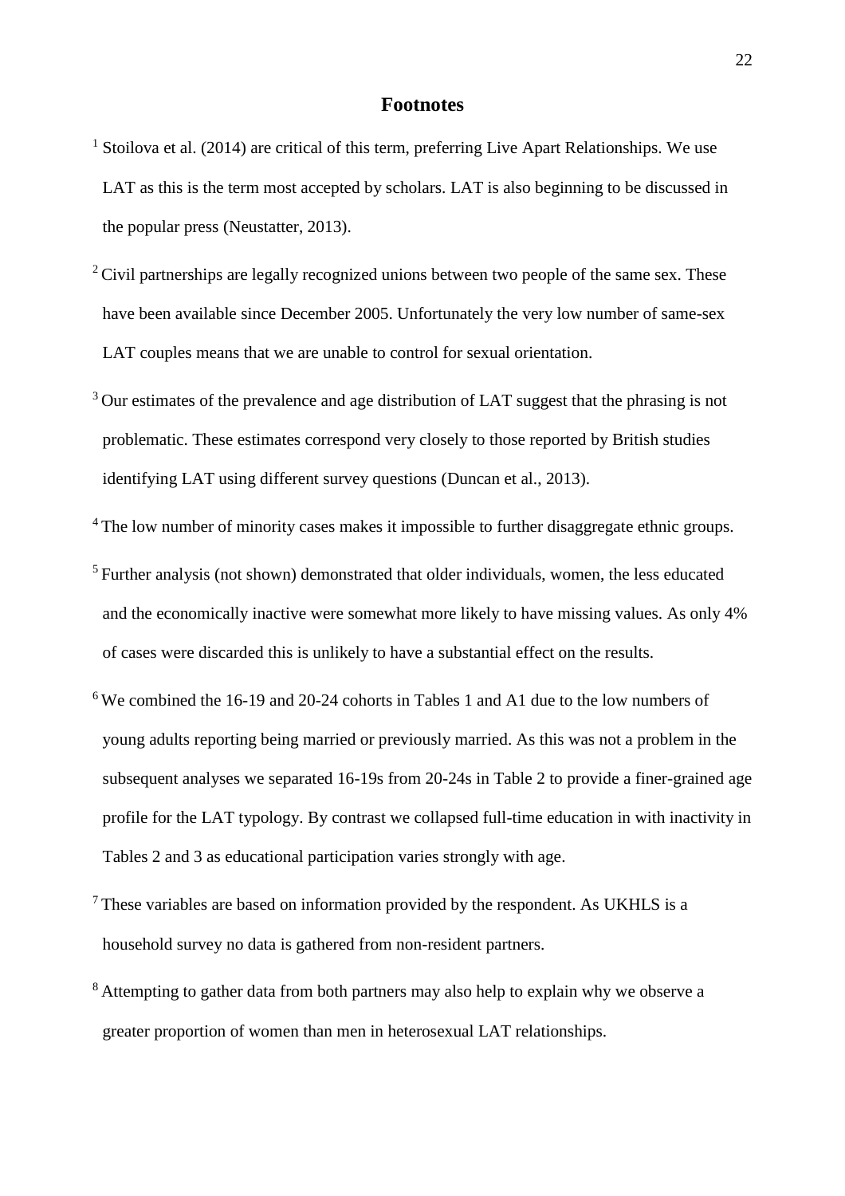## Footnotes

[1] Stoilova et al. (2014) are critical of this term, preferring Live Apart Relationships. We use LAT as this is the term most accepted by scholars. LAT is also beginning to be discussed in the popular press (Neustatter, 2013).

[2] Civil partnerships are legally recognized unions between two people of the same sex. These have been available since December 2005. Unfortunately the very low number of same-sex LAT couples means that we are unable to control for sexual orientation.

[3] Our estimates of the prevalence and age distribution of LAT suggest that the phrasing is not problematic. These estimates correspond very closely to those reported by British studies identifying LAT using different survey questions (Duncan et al., 2013).

[4] The low number of minority cases makes it impossible to further disaggregate ethnic groups.

[5] Further analysis (not shown) demonstrated that older individuals, women, the less educated and the economically inactive were somewhat more likely to have missing values. As only 4% of cases were discarded this is unlikely to have a substantial effect on the results.

[6] We combined the 16-19 and 20-24 cohorts in Tables 1 and A1 due to the low numbers of young adults reporting being married or previously married. As this was not a problem in the subsequent analyses we separated 16-19s from 20-24s in Table 2 to provide a finer-grained age profile for the LAT typology. By contrast we collapsed full-time education in with inactivity in Tables 2 and 3 as educational participation varies strongly with age.

[7] These variables are based on information provided by the respondent. As UKHLS is a household survey no data is gathered from non-resident partners.

[8] Attempting to gather data from both partners may also help to explain why we observe a greater proportion of women than men in heterosexual LAT relationships.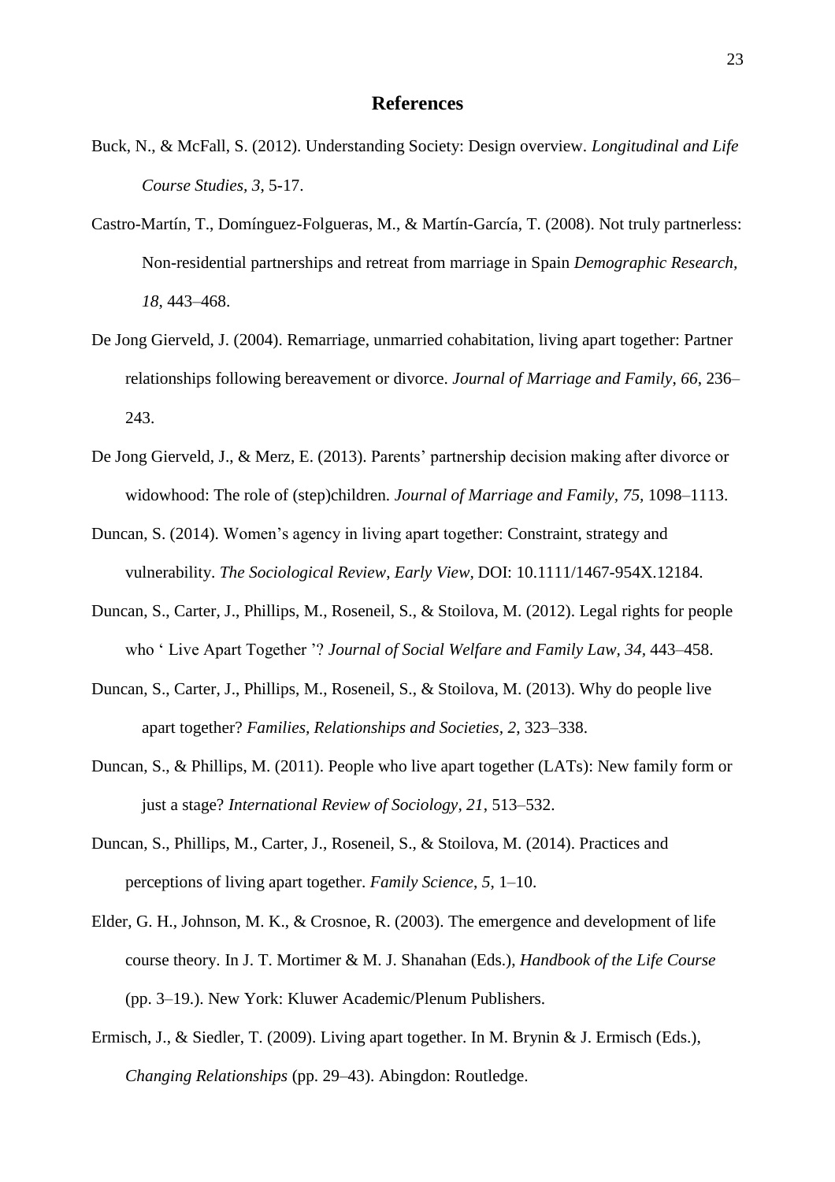## References

Buck, N., & McFall, S. (2012). Understanding Society: Design overview. *Longitudinal and Life Course Studies, 3*, 5-17.

Castro-Martín, T., Domínguez-Folgueras, M., & Martín-García, T. (2008). Not truly partnerless: Non-residential partnerships and retreat from marriage in Spain *Demographic Research, 18*, 443–468.

De Jong Gierveld, J. (2004). Remarriage, unmarried cohabitation, living apart together: Partner relationships following bereavement or divorce. *Journal of Marriage and Family*, *66*, 236–243.

De Jong Gierveld, J., & Merz, E. (2013). Parents' partnership decision making after divorce or widowhood: The role of (step)children. *Journal of Marriage and Family*, *75*, 1098–1113.

Duncan, S. (2014). Women's agency in living apart together: Constraint, strategy and vulnerability. *The Sociological Review*, *Early View*, DOI: 10.1111/1467-954X.12184.

Duncan, S., Carter, J., Phillips, M., Roseneil, S., & Stoilova, M. (2012). Legal rights for people who ' Live Apart Together '? *Journal of Social Welfare and Family Law*, *34*, 443–458.

Duncan, S., Carter, J., Phillips, M., Roseneil, S., & Stoilova, M. (2013). Why do people live apart together? *Families, Relationships and Societies*, *2*, 323–338.

Duncan, S., & Phillips, M. (2011). People who live apart together (LATs): New family form or just a stage? *International Review of Sociology*, *21*, 513–532.

Duncan, S., Phillips, M., Carter, J., Roseneil, S., & Stoilova, M. (2014). Practices and perceptions of living apart together. *Family Science*, *5*, 1–10.

Elder, G. H., Johnson, M. K., & Crosnoe, R. (2003). The emergence and development of life course theory. In J. T. Mortimer & M. J. Shanahan (Eds.), *Handbook of the Life Course* (pp. 3–19.). New York: Kluwer Academic/Plenum Publishers.

Ermisch, J., & Siedler, T. (2009). Living apart together. In M. Brynin & J. Ermisch (Eds.), *Changing Relationships* (pp. 29–43). Abingdon: Routledge.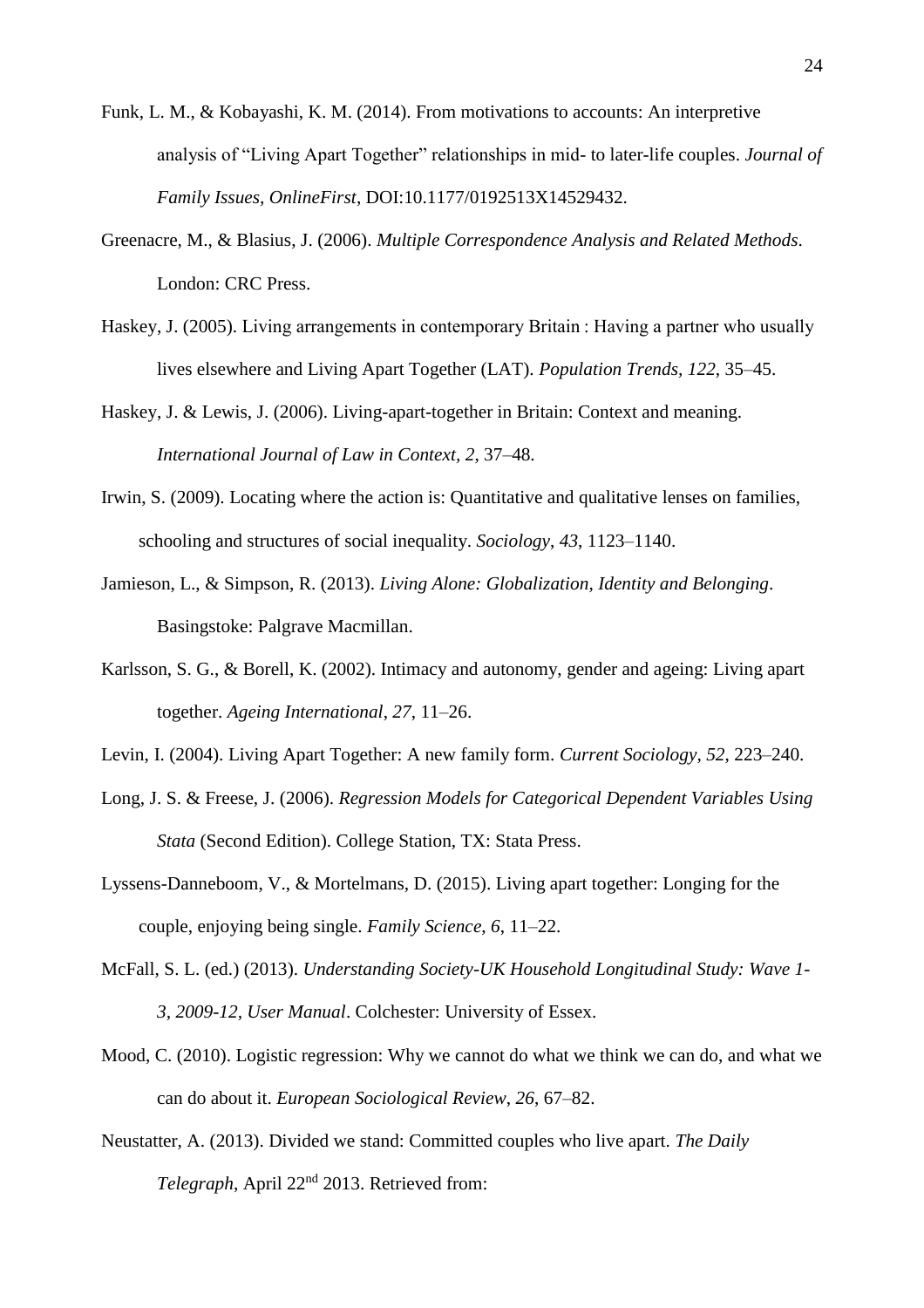Funk, L. M., & Kobayashi, K. M. (2014). From motivations to accounts: An interpretive analysis of "Living Apart Together" relationships in mid- to later-life couples. *Journal of Family Issues, OnlineFirst*, DOI:10.1177/0192513X14529432.

Greenacre, M., & Blasius, J. (2006). *Multiple Correspondence Analysis and Related Methods*. London: CRC Press.

Haskey, J. (2005). Living arrangements in contemporary Britain : Having a partner who usually lives elsewhere and Living Apart Together (LAT). *Population Trends, 122*, 35–45.

Haskey, J. & Lewis, J. (2006). Living-apart-together in Britain: Context and meaning. *International Journal of Law in Context, 2*, 37–48.

Irwin, S. (2009). Locating where the action is: Quantitative and qualitative lenses on families, schooling and structures of social inequality. *Sociology*, *43*, 1123–1140.

Jamieson, L., & Simpson, R. (2013). *Living Alone: Globalization, Identity and Belonging*. Basingstoke: Palgrave Macmillan.

Karlsson, S. G., & Borell, K. (2002). Intimacy and autonomy, gender and ageing: Living apart together. *Ageing International*, *27*, 11–26.

Levin, I. (2004). Living Apart Together: A new family form. *Current Sociology, 52*, 223–240.

Long, J. S. & Freese, J. (2006). *Regression Models for Categorical Dependent Variables Using Stata* (Second Edition). College Station, TX: Stata Press.

Lyssens-Danneboom, V., & Mortelmans, D. (2015). Living apart together: Longing for the couple, enjoying being single. *Family Science*, *6*, 11–22.

McFall, S. L. (ed.) (2013). *Understanding Society-UK Household Longitudinal Study: Wave 1-3, 2009-12, User Manual*. Colchester: University of Essex.

Mood, C. (2010). Logistic regression: Why we cannot do what we think we can do, and what we can do about it. *European Sociological Review*, *26*, 67–82.

Neustatter, A. (2013). Divided we stand: Committed couples who live apart. *The Daily Telegraph*, April 22nd 2013. Retrieved from: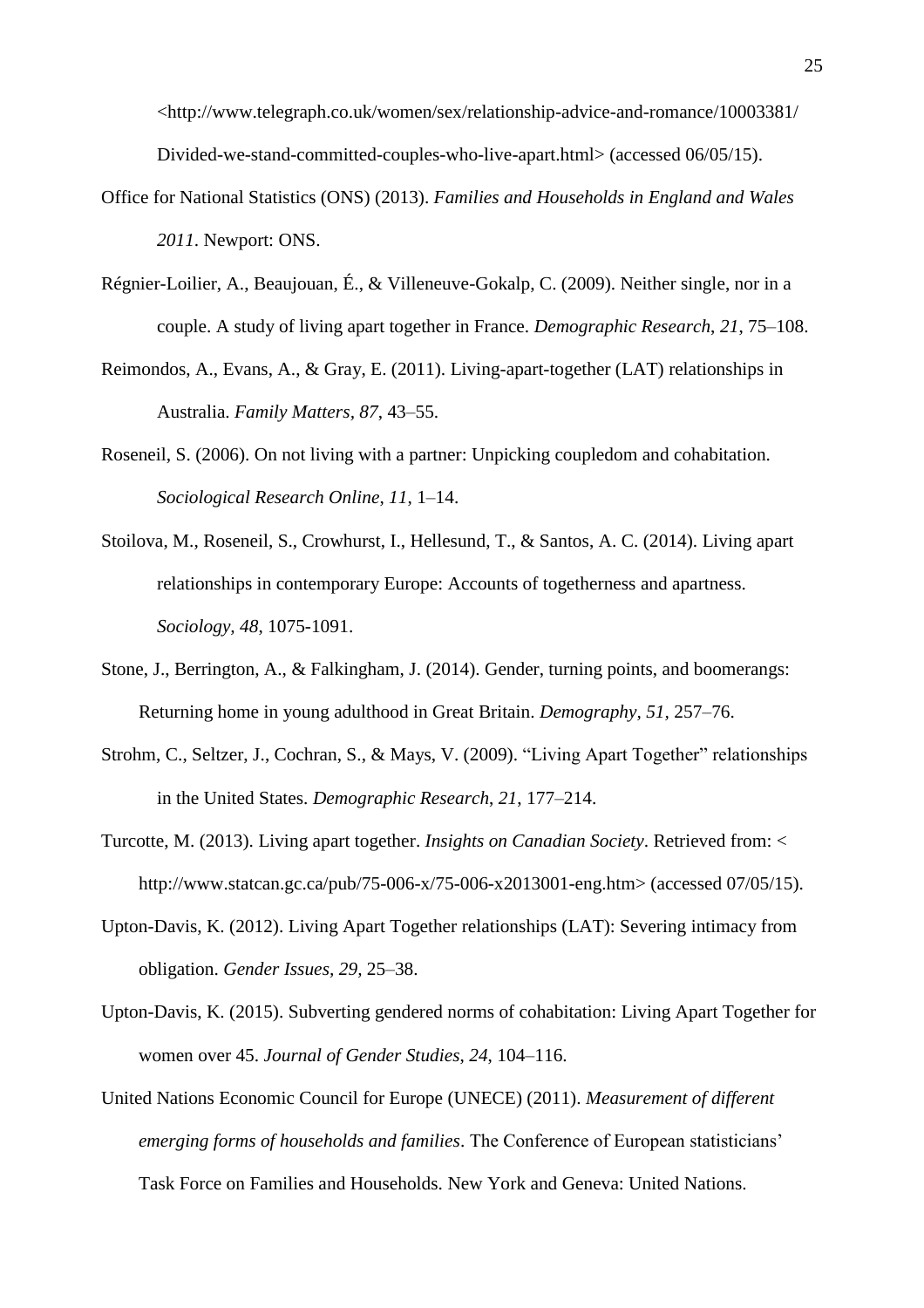<http://www.telegraph.co.uk/women/sex/relationship-advice-and-romance/10003381/Divided-we-stand-committed-couples-who-live-apart.html> (accessed 06/05/15).

Office for National Statistics (ONS) (2013). *Families and Households in England and Wales 2011*. Newport: ONS.

Régnier-Loilier, A., Beaujouan, É., & Villeneuve-Gokalp, C. (2009). Neither single, nor in a couple. A study of living apart together in France. *Demographic Research*, *21*, 75–108.

Reimondos, A., Evans, A., & Gray, E. (2011). Living-apart-together (LAT) relationships in Australia. *Family Matters, 87*, 43–55.

Roseneil, S. (2006). On not living with a partner: Unpicking coupledom and cohabitation. *Sociological Research Online*, *11*, 1–14.

Stoilova, M., Roseneil, S., Crowhurst, I., Hellesund, T., & Santos, A. C. (2014). Living apart relationships in contemporary Europe: Accounts of togetherness and apartness. *Sociology, 48*, 1075-1091.

Stone, J., Berrington, A., & Falkingham, J. (2014). Gender, turning points, and boomerangs: Returning home in young adulthood in Great Britain. *Demography, 51,* 257–76.

Strohm, C., Seltzer, J., Cochran, S., & Mays, V. (2009). "Living Apart Together" relationships in the United States. *Demographic Research*, *21*, 177–214.

Turcotte, M. (2013). Living apart together. *Insights on Canadian Society*. Retrieved from: < http://www.statcan.gc.ca/pub/75-006-x/75-006-x2013001-eng.htm> (accessed 07/05/15).

Upton-Davis, K. (2012). Living Apart Together relationships (LAT): Severing intimacy from obligation. *Gender Issues, 29*, 25–38.

Upton-Davis, K. (2015). Subverting gendered norms of cohabitation: Living Apart Together for women over 45. *Journal of Gender Studies*, *24*, 104–116.

United Nations Economic Council for Europe (UNECE) (2011). *Measurement of different emerging forms of households and families*. The Conference of European statisticians' Task Force on Families and Households. New York and Geneva: United Nations.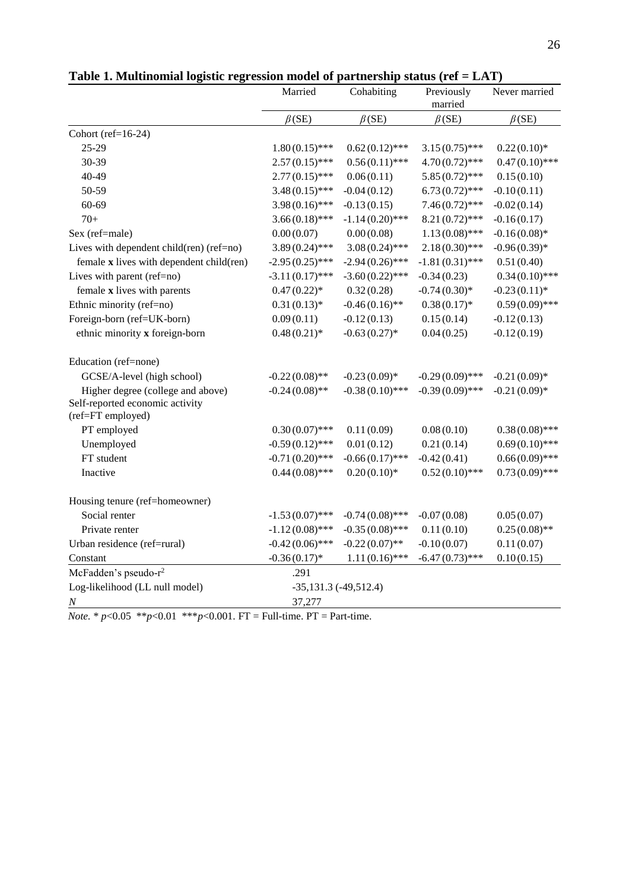**Table 1. Multinomial logistic regression model of partnership status (ref = LAT)**

| | Married | Cohabiting | Previously married | Never married |
|---|---|---|---|---|
| | $\beta$(SE) | $\beta$(SE) | $\beta$(SE) | $\beta$(SE) |
| Cohort (ref=16-24) | | | | |
| 25-29 | 1.80 (0.15)*** | 0.62 (0.12)*** | 3.15 (0.75)*** | 0.22 (0.10)* |
| 30-39 | 2.57 (0.15)*** | 0.56 (0.11)*** | 4.70 (0.72)*** | 0.47 (0.10)*** |
| 40-49 | 2.77 (0.15)*** | 0.06 (0.11) | 5.85 (0.72)*** | 0.15 (0.10) |
| 50-59 | 3.48 (0.15)*** | -0.04 (0.12) | 6.73 (0.72)*** | -0.10 (0.11) |
| 60-69 | 3.98 (0.16)*** | -0.13 (0.15) | 7.46 (0.72)*** | -0.02 (0.14) |
| 70+ | 3.66 (0.18)*** | -1.14 (0.20)*** | 8.21 (0.72)*** | -0.16 (0.17) |
| Sex (ref=male) | 0.00 (0.07) | 0.00 (0.08) | 1.13 (0.08)*** | -0.16 (0.08)* |
| Lives with dependent child(ren) (ref=no) | 3.89 (0.24)*** | 3.08 (0.24)*** | 2.18 (0.30)*** | -0.96 (0.39)* |
| female **x** lives with dependent child(ren) | -2.95 (0.25)*** | -2.94 (0.26)*** | -1.81 (0.31)*** | 0.51 (0.40) |
| Lives with parent (ref=no) | -3.11 (0.17)*** | -3.60 (0.22)*** | -0.34 (0.23) | 0.34 (0.10)*** |
| female **x** lives with parents | 0.47 (0.22)* | 0.32 (0.28) | -0.74 (0.30)* | -0.23 (0.11)* |
| Ethnic minority (ref=no) | 0.31 (0.13)* | -0.46 (0.16)** | 0.38 (0.17)* | 0.59 (0.09)*** |
| Foreign-born (ref=UK-born) | 0.09 (0.11) | -0.12 (0.13) | 0.15 (0.14) | -0.12 (0.13) |
| ethnic minority **x** foreign-born | 0.48 (0.21)* | -0.63 (0.27)* | 0.04 (0.25) | -0.12 (0.19) |
| Education (ref=none) | | | | |
| GCSE/A-level (high school) | -0.22 (0.08)** | -0.23 (0.09)* | -0.29 (0.09)*** | -0.21 (0.09)* |
| Higher degree (college and above) | -0.24 (0.08)** | -0.38 (0.10)*** | -0.39 (0.09)*** | -0.21 (0.09)* |
| Self-reported economic activity (ref=FT employed) | | | | |
| PT employed | 0.30 (0.07)*** | 0.11 (0.09) | 0.08 (0.10) | 0.38 (0.08)*** |
| Unemployed | -0.59 (0.12)*** | 0.01 (0.12) | 0.21 (0.14) | 0.69 (0.10)*** |
| FT student | -0.71 (0.20)*** | -0.66 (0.17)*** | -0.42 (0.41) | 0.66 (0.09)*** |
| Inactive | 0.44 (0.08)*** | 0.20 (0.10)* | 0.52 (0.10)*** | 0.73 (0.09)*** |
| Housing tenure (ref=homeowner) | | | | |
| Social renter | -1.53 (0.07)*** | -0.74 (0.08)*** | -0.07 (0.08) | 0.05 (0.07) |
| Private renter | -1.12 (0.08)*** | -0.35 (0.08)*** | 0.11 (0.10) | 0.25 (0.08)** |
| Urban residence (ref=rural) | -0.42 (0.06)*** | -0.22 (0.07)** | -0.10 (0.07) | 0.11 (0.07) |
| Constant | -0.36 (0.17)* | 1.11 (0.16)*** | -6.47 (0.73)*** | 0.10 (0.15) |
| McFadden's pseudo-$r^2$ | .291 | | | |
| Log-likelihood (LL null model) | -35,131.3 (-49,512.4) | | | |
| *N* | 37,277 | | | |

*Note.* * $p$<0.05 ** $p$<0.01 *** $p$<0.001. FT = Full-time. PT = Part-time.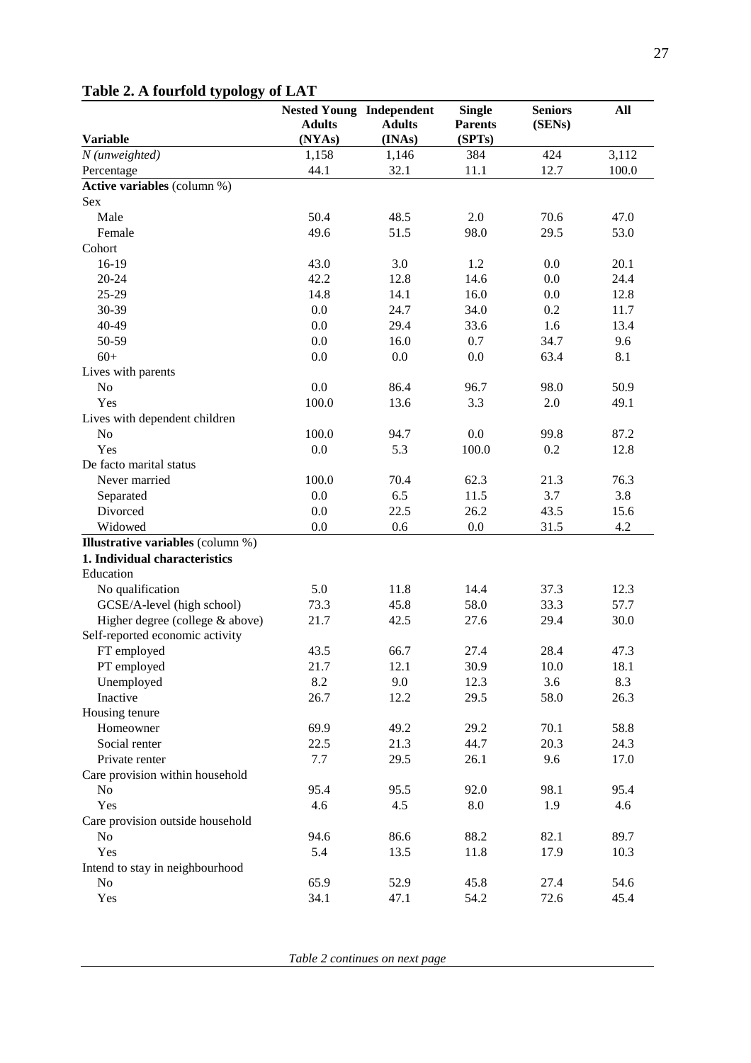**Table 2. A fourfold typology of LAT**

| Variable | Nested Young Adults (NYAs) | Independent Adults (INAs) | Single Parents (SPTs) | Seniors (SENs) | All |
|---|---|---|---|---|---|
| *N (unweighted)* | 1,158 | 1,146 | 384 | 424 | 3,112 |
| Percentage | 44.1 | 32.1 | 11.1 | 12.7 | 100.0 |
| **Active variables** (column %) | | | | | |
| Sex | | | | | |
| Male | 50.4 | 48.5 | 2.0 | 70.6 | 47.0 |
| Female | 49.6 | 51.5 | 98.0 | 29.5 | 53.0 |
| Cohort | | | | | |
| 16-19 | 43.0 | 3.0 | 1.2 | 0.0 | 20.1 |
| 20-24 | 42.2 | 12.8 | 14.6 | 0.0 | 24.4 |
| 25-29 | 14.8 | 14.1 | 16.0 | 0.0 | 12.8 |
| 30-39 | 0.0 | 24.7 | 34.0 | 0.2 | 11.7 |
| 40-49 | 0.0 | 29.4 | 33.6 | 1.6 | 13.4 |
| 50-59 | 0.0 | 16.0 | 0.7 | 34.7 | 9.6 |
| 60+ | 0.0 | 0.0 | 0.0 | 63.4 | 8.1 |
| Lives with parents | | | | | |
| No | 0.0 | 86.4 | 96.7 | 98.0 | 50.9 |
| Yes | 100.0 | 13.6 | 3.3 | 2.0 | 49.1 |
| Lives with dependent children | | | | | |
| No | 100.0 | 94.7 | 0.0 | 99.8 | 87.2 |
| Yes | 0.0 | 5.3 | 100.0 | 0.2 | 12.8 |
| De facto marital status | | | | | |
| Never married | 100.0 | 70.4 | 62.3 | 21.3 | 76.3 |
| Separated | 0.0 | 6.5 | 11.5 | 3.7 | 3.8 |
| Divorced | 0.0 | 22.5 | 26.2 | 43.5 | 15.6 |
| Widowed | 0.0 | 0.6 | 0.0 | 31.5 | 4.2 |
| **Illustrative variables** (column %) | | | | | |
| **1. Individual characteristics** | | | | | |
| Education | | | | | |
| No qualification | 5.0 | 11.8 | 14.4 | 37.3 | 12.3 |
| GCSE/A-level (high school) | 73.3 | 45.8 | 58.0 | 33.3 | 57.7 |
| Higher degree (college & above) | 21.7 | 42.5 | 27.6 | 29.4 | 30.0 |
| Self-reported economic activity | | | | | |
| FT employed | 43.5 | 66.7 | 27.4 | 28.4 | 47.3 |
| PT employed | 21.7 | 12.1 | 30.9 | 10.0 | 18.1 |
| Unemployed | 8.2 | 9.0 | 12.3 | 3.6 | 8.3 |
| Inactive | 26.7 | 12.2 | 29.5 | 58.0 | 26.3 |
| Housing tenure | | | | | |
| Homeowner | 69.9 | 49.2 | 29.2 | 70.1 | 58.8 |
| Social renter | 22.5 | 21.3 | 44.7 | 20.3 | 24.3 |
| Private renter | 7.7 | 29.5 | 26.1 | 9.6 | 17.0 |
| Care provision within household | | | | | |
| No | 95.4 | 95.5 | 92.0 | 98.1 | 95.4 |
| Yes | 4.6 | 4.5 | 8.0 | 1.9 | 4.6 |
| Care provision outside household | | | | | |
| No | 94.6 | 86.6 | 88.2 | 82.1 | 89.7 |
| Yes | 5.4 | 13.5 | 11.8 | 17.9 | 10.3 |
| Intend to stay in neighbourhood | | | | | |
| No | 65.9 | 52.9 | 45.8 | 27.4 | 54.6 |
| Yes | 34.1 | 47.1 | 54.2 | 72.6 | 45.4 |

*Table 2 continues on next page*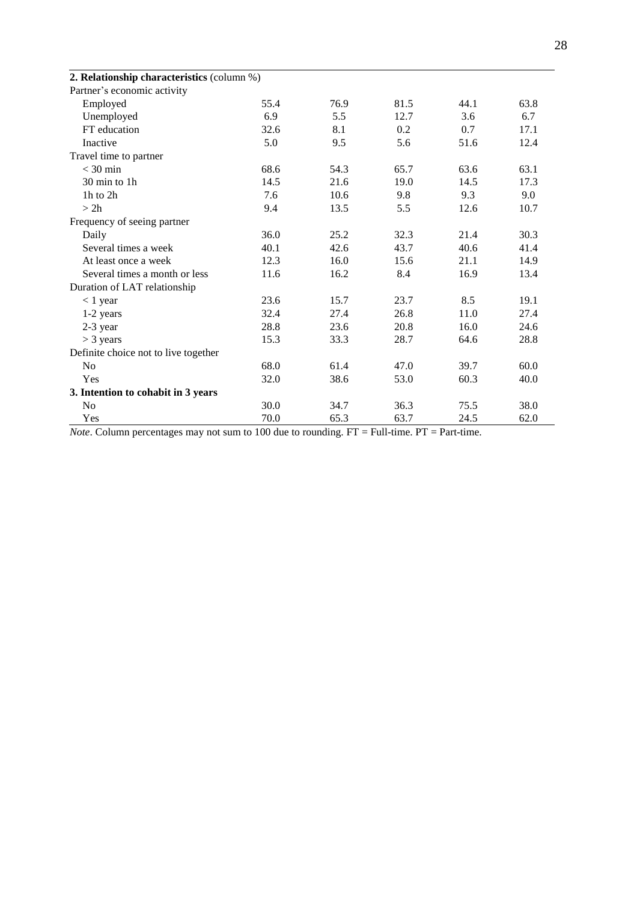| | | | | | |
|---|---|---|---|---|---|
| **2. Relationship characteristics** (column %) | | | | | |
| Partner's economic activity | | | | | |
| Employed | 55.4 | 76.9 | 81.5 | 44.1 | 63.8 |
| Unemployed | 6.9 | 5.5 | 12.7 | 3.6 | 6.7 |
| FT education | 32.6 | 8.1 | 0.2 | 0.7 | 17.1 |
| Inactive | 5.0 | 9.5 | 5.6 | 51.6 | 12.4 |
| Travel time to partner | | | | | |
| < 30 min | 68.6 | 54.3 | 65.7 | 63.6 | 63.1 |
| 30 min to 1h | 14.5 | 21.6 | 19.0 | 14.5 | 17.3 |
| 1h to 2h | 7.6 | 10.6 | 9.8 | 9.3 | 9.0 |
| > 2h | 9.4 | 13.5 | 5.5 | 12.6 | 10.7 |
| Frequency of seeing partner | | | | | |
| Daily | 36.0 | 25.2 | 32.3 | 21.4 | 30.3 |
| Several times a week | 40.1 | 42.6 | 43.7 | 40.6 | 41.4 |
| At least once a week | 12.3 | 16.0 | 15.6 | 21.1 | 14.9 |
| Several times a month or less | 11.6 | 16.2 | 8.4 | 16.9 | 13.4 |
| Duration of LAT relationship | | | | | |
| < 1 year | 23.6 | 15.7 | 23.7 | 8.5 | 19.1 |
| 1-2 years | 32.4 | 27.4 | 26.8 | 11.0 | 27.4 |
| 2-3 year | 28.8 | 23.6 | 20.8 | 16.0 | 24.6 |
| > 3 years | 15.3 | 33.3 | 28.7 | 64.6 | 28.8 |
| Definite choice not to live together | | | | | |
| No | 68.0 | 61.4 | 47.0 | 39.7 | 60.0 |
| Yes | 32.0 | 38.6 | 53.0 | 60.3 | 40.0 |
| **3. Intention to cohabit in 3 years** | | | | | |
| No | 30.0 | 34.7 | 36.3 | 75.5 | 38.0 |
| Yes | 70.0 | 65.3 | 63.7 | 24.5 | 62.0 |

*Note*. Column percentages may not sum to 100 due to rounding. FT = Full-time. PT = Part-time.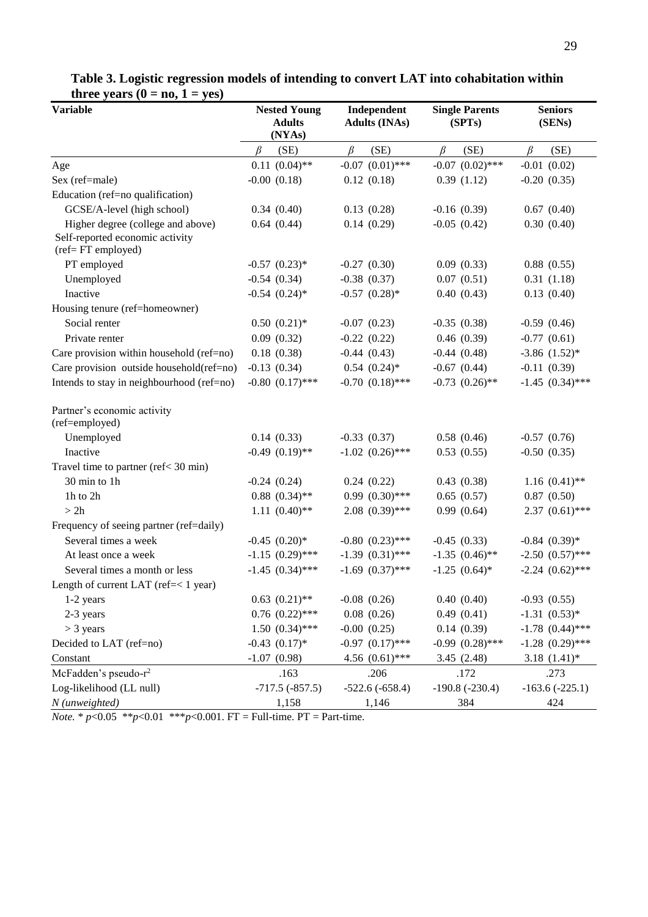**Table 3. Logistic regression models of intending to convert LAT into cohabitation within three years (0 = no, 1 = yes)**

| Variable | Nested Young Adults (NYAs) | Independent Adults (INAs) | Single Parents (SPTs) | Seniors (SENs) |
|---|---|---|---|---|
| | $\beta$ (SE) | $\beta$ (SE) | $\beta$ (SE) | $\beta$ (SE) |
| Age | 0.11 (0.04)** | -0.07 (0.01)*** | -0.07 (0.02)*** | -0.01 (0.02) |
| Sex (ref=male) | -0.00 (0.18) | 0.12 (0.18) | 0.39 (1.12) | -0.20 (0.35) |
| Education (ref=no qualification) | | | | |
| GCSE/A-level (high school) | 0.34 (0.40) | 0.13 (0.28) | -0.16 (0.39) | 0.67 (0.40) |
| Higher degree (college and above) | 0.64 (0.44) | 0.14 (0.29) | -0.05 (0.42) | 0.30 (0.40) |
| Self-reported economic activity (ref= FT employed) | | | | |
| PT employed | -0.57 (0.23)* | -0.27 (0.30) | 0.09 (0.33) | 0.88 (0.55) |
| Unemployed | -0.54 (0.34) | -0.38 (0.37) | 0.07 (0.51) | 0.31 (1.18) |
| Inactive | -0.54 (0.24)* | -0.57 (0.28)* | 0.40 (0.43) | 0.13 (0.40) |
| Housing tenure (ref=homeowner) | | | | |
| Social renter | 0.50 (0.21)* | -0.07 (0.23) | -0.35 (0.38) | -0.59 (0.46) |
| Private renter | 0.09 (0.32) | -0.22 (0.22) | 0.46 (0.39) | -0.77 (0.61) |
| Care provision within household (ref=no) | 0.18 (0.38) | -0.44 (0.43) | -0.44 (0.48) | -3.86 (1.52)* |
| Care provision outside household(ref=no) | -0.13 (0.34) | 0.54 (0.24)* | -0.67 (0.44) | -0.11 (0.39) |
| Intends to stay in neighbourhood (ref=no) | -0.80 (0.17)*** | -0.70 (0.18)*** | -0.73 (0.26)** | -1.45 (0.34)*** |
| Partner's economic activity (ref=employed) | | | | |
| Unemployed | 0.14 (0.33) | -0.33 (0.37) | 0.58 (0.46) | -0.57 (0.76) |
| Inactive | -0.49 (0.19)** | -1.02 (0.26)*** | 0.53 (0.55) | -0.50 (0.35) |
| Travel time to partner (ref< 30 min) | | | | |
| 30 min to 1h | -0.24 (0.24) | 0.24 (0.22) | 0.43 (0.38) | 1.16 (0.41)** |
| 1h to 2h | 0.88 (0.34)** | 0.99 (0.30)*** | 0.65 (0.57) | 0.87 (0.50) |
| > 2h | 1.11 (0.40)** | 2.08 (0.39)*** | 0.99 (0.64) | 2.37 (0.61)*** |
| Frequency of seeing partner (ref=daily) | | | | |
| Several times a week | -0.45 (0.20)* | -0.80 (0.23)*** | -0.45 (0.33) | -0.84 (0.39)* |
| At least once a week | -1.15 (0.29)*** | -1.39 (0.31)*** | -1.35 (0.46)** | -2.50 (0.57)*** |
| Several times a month or less | -1.45 (0.34)*** | -1.69 (0.37)*** | -1.25 (0.64)* | -2.24 (0.62)*** |
| Length of current LAT (ref=< 1 year) | | | | |
| 1-2 years | 0.63 (0.21)** | -0.08 (0.26) | 0.40 (0.40) | -0.93 (0.55) |
| 2-3 years | 0.76 (0.22)*** | 0.08 (0.26) | 0.49 (0.41) | -1.31 (0.53)* |
| > 3 years | 1.50 (0.34)*** | -0.00 (0.25) | 0.14 (0.39) | -1.78 (0.44)*** |
| Decided to LAT (ref=no) | -0.43 (0.17)* | -0.97 (0.17)*** | -0.99 (0.28)*** | -1.28 (0.29)*** |
| Constant | -1.07 (0.98) | 4.56 (0.61)*** | 3.45 (2.48) | 3.18 (1.41)* |
| McFadden's pseudo-$r^2$ | .163 | .206 | .172 | .273 |
| Log-likelihood (LL null) | -717.5 (-857.5) | -522.6 (-658.4) | -190.8 (-230.4) | -163.6 (-225.1) |
| *N (unweighted)* | 1,158 | 1,146 | 384 | 424 |

*Note.* * $p$<0.05 ** $p$<0.01 *** $p$<0.001. FT = Full-time. PT = Part-time.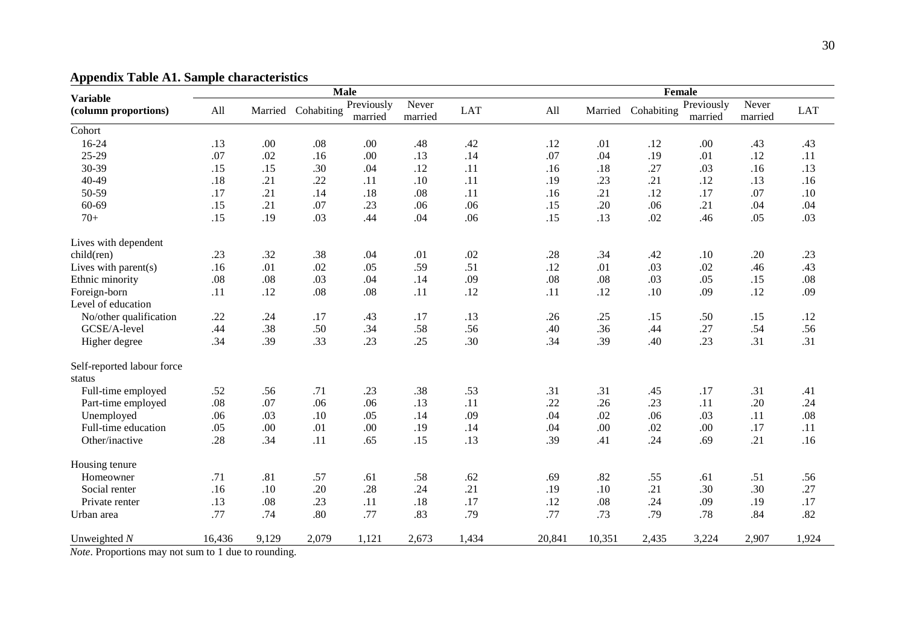## Appendix Table A1. Sample characteristics

| Variable (column proportions) | Male | | | | | | Female | | | | | |
|---|---|---|---|---|---|---|---|---|---|---|---|---|
| | All | Married | Cohabiting | Previously married | Never married | LAT | All | Married | Cohabiting | Previously married | Never married | LAT |
| Cohort | | | | | | | | | | | | |
| 16-24 | .13 | .00 | .08 | .00 | .48 | .42 | .12 | .01 | .12 | .00 | .43 | .43 |
| 25-29 | .07 | .02 | .16 | .00 | .13 | .14 | .07 | .04 | .19 | .01 | .12 | .11 |
| 30-39 | .15 | .15 | .30 | .04 | .12 | .11 | .16 | .18 | .27 | .03 | .16 | .13 |
| 40-49 | .18 | .21 | .22 | .11 | .10 | .11 | .19 | .23 | .21 | .12 | .13 | .16 |
| 50-59 | .17 | .21 | .14 | .18 | .08 | .11 | .16 | .21 | .12 | .17 | .07 | .10 |
| 60-69 | .15 | .21 | .07 | .23 | .06 | .06 | .15 | .20 | .06 | .21 | .04 | .04 |
| 70+ | .15 | .19 | .03 | .44 | .04 | .06 | .15 | .13 | .02 | .46 | .05 | .03 |
| Lives with dependent child(ren) | .23 | .32 | .38 | .04 | .01 | .02 | .28 | .34 | .42 | .10 | .20 | .23 |
| Lives with parent(s) | .16 | .01 | .02 | .05 | .59 | .51 | .12 | .01 | .03 | .02 | .46 | .43 |
| Ethnic minority | .08 | .08 | .03 | .04 | .14 | .09 | .08 | .08 | .03 | .05 | .15 | .08 |
| Foreign-born | .11 | .12 | .08 | .08 | .11 | .12 | .11 | .12 | .10 | .09 | .12 | .09 |
| Level of education | | | | | | | | | | | | |
| No/other qualification | .22 | .24 | .17 | .43 | .17 | .13 | .26 | .25 | .15 | .50 | .15 | .12 |
| GCSE/A-level | .44 | .38 | .50 | .34 | .58 | .56 | .40 | .36 | .44 | .27 | .54 | .56 |
| Higher degree | .34 | .39 | .33 | .23 | .25 | .30 | .34 | .39 | .40 | .23 | .31 | .31 |
| Self-reported labour force status | | | | | | | | | | | | |
| Full-time employed | .52 | .56 | .71 | .23 | .38 | .53 | .31 | .31 | .45 | .17 | .31 | .41 |
| Part-time employed | .08 | .07 | .06 | .06 | .13 | .11 | .22 | .26 | .23 | .11 | .20 | .24 |
| Unemployed | .06 | .03 | .10 | .05 | .14 | .09 | .04 | .02 | .06 | .03 | .11 | .08 |
| Full-time education | .05 | .00 | .01 | .00 | .19 | .14 | .04 | .00 | .02 | .00 | .17 | .11 |
| Other/inactive | .28 | .34 | .11 | .65 | .15 | .13 | .39 | .41 | .24 | .69 | .21 | .16 |
| Housing tenure | | | | | | | | | | | | |
| Homeowner | .71 | .81 | .57 | .61 | .58 | .62 | .69 | .82 | .55 | .61 | .51 | .56 |
| Social renter | .16 | .10 | .20 | .28 | .24 | .21 | .19 | .10 | .21 | .30 | .30 | .27 |
| Private renter | .13 | .08 | .23 | .11 | .18 | .17 | .12 | .08 | .24 | .09 | .19 | .17 |
| Urban area | .77 | .74 | .80 | .77 | .83 | .79 | .77 | .73 | .79 | .78 | .84 | .82 |
| Unweighted *N* | 16,436 | 9,129 | 2,079 | 1,121 | 2,673 | 1,434 | 20,841 | 10,351 | 2,435 | 3,224 | 2,907 | 1,924 |

*Note*. Proportions may not sum to 1 due to rounding.